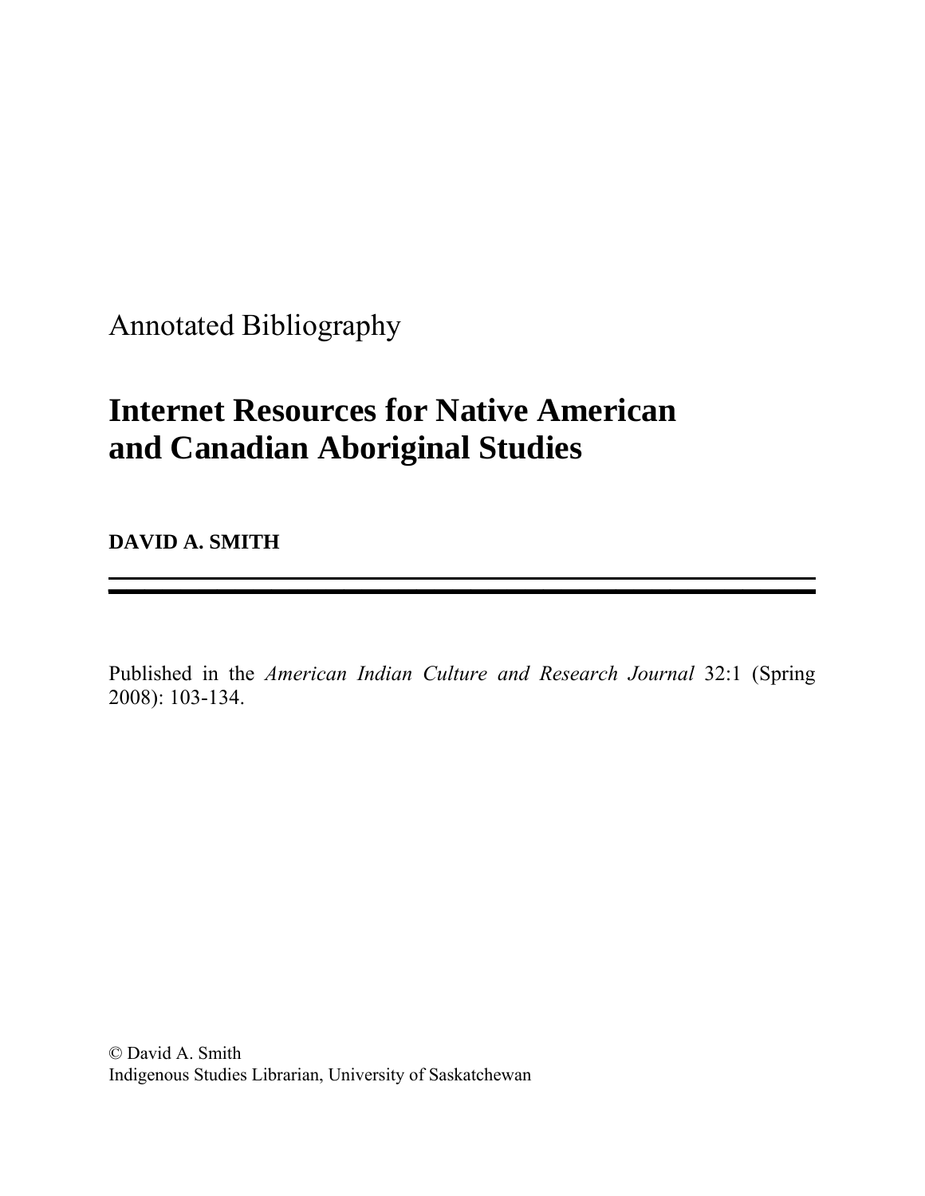Annotated Bibliography

# Internet Resources for Native American and Canadian Aboriginal Studies

**DAVID A. SMITH**

---

Published in the *American Indian Culture and Research Journal* 32:1 (Spring 2008): 103-134.

© David A. Smith
Indigenous Studies Librarian, University of Saskatchewan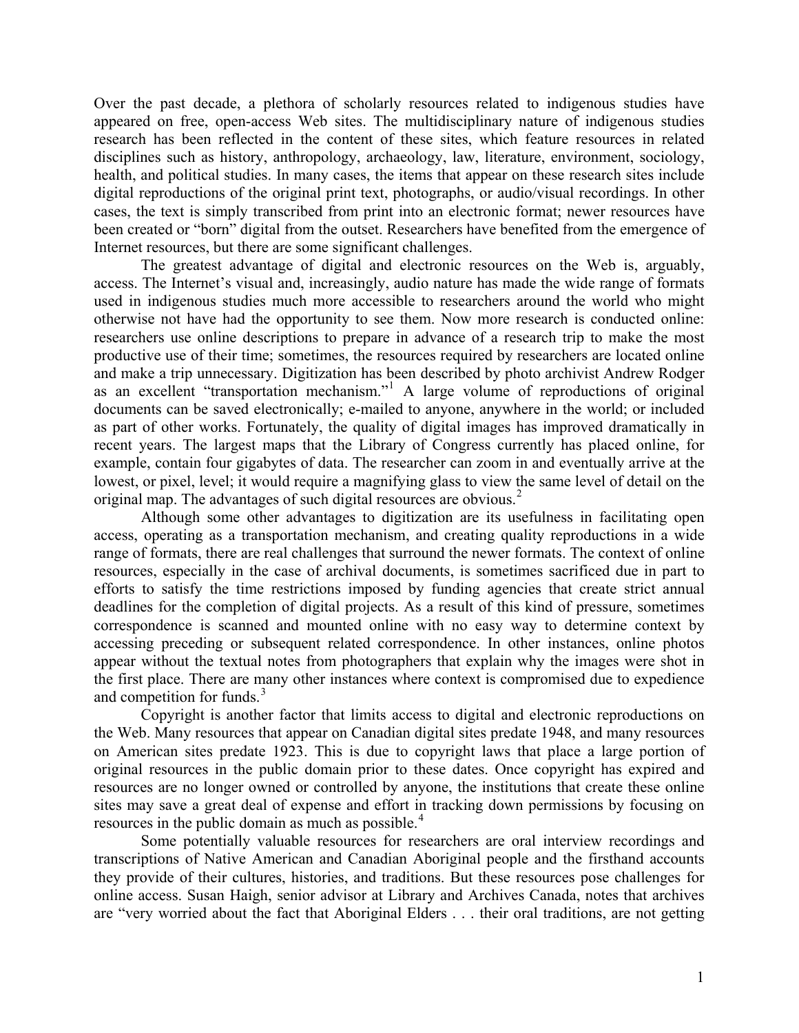Over the past decade, a plethora of scholarly resources related to indigenous studies have appeared on free, open-access Web sites. The multidisciplinary nature of indigenous studies research has been reflected in the content of these sites, which feature resources in related disciplines such as history, anthropology, archaeology, law, literature, environment, sociology, health, and political studies. In many cases, the items that appear on these research sites include digital reproductions of the original print text, photographs, or audio/visual recordings. In other cases, the text is simply transcribed from print into an electronic format; newer resources have been created or "born" digital from the outset. Researchers have benefited from the emergence of Internet resources, but there are some significant challenges.

The greatest advantage of digital and electronic resources on the Web is, arguably, access. The Internet's visual and, increasingly, audio nature has made the wide range of formats used in indigenous studies much more accessible to researchers around the world who might otherwise not have had the opportunity to see them. Now more research is conducted online: researchers use online descriptions to prepare in advance of a research trip to make the most productive use of their time; sometimes, the resources required by researchers are located online and make a trip unnecessary. Digitization has been described by photo archivist Andrew Rodger as an excellent "transportation mechanism."[1] A large volume of reproductions of original documents can be saved electronically; e-mailed to anyone, anywhere in the world; or included as part of other works. Fortunately, the quality of digital images has improved dramatically in recent years. The largest maps that the Library of Congress currently has placed online, for example, contain four gigabytes of data. The researcher can zoom in and eventually arrive at the lowest, or pixel, level; it would require a magnifying glass to view the same level of detail on the original map. The advantages of such digital resources are obvious.[2]

Although some other advantages to digitization are its usefulness in facilitating open access, operating as a transportation mechanism, and creating quality reproductions in a wide range of formats, there are real challenges that surround the newer formats. The context of online resources, especially in the case of archival documents, is sometimes sacrificed due in part to efforts to satisfy the time restrictions imposed by funding agencies that create strict annual deadlines for the completion of digital projects. As a result of this kind of pressure, sometimes correspondence is scanned and mounted online with no easy way to determine context by accessing preceding or subsequent related correspondence. In other instances, online photos appear without the textual notes from photographers that explain why the images were shot in the first place. There are many other instances where context is compromised due to expedience and competition for funds.[3]

Copyright is another factor that limits access to digital and electronic reproductions on the Web. Many resources that appear on Canadian digital sites predate 1948, and many resources on American sites predate 1923. This is due to copyright laws that place a large portion of original resources in the public domain prior to these dates. Once copyright has expired and resources are no longer owned or controlled by anyone, the institutions that create these online sites may save a great deal of expense and effort in tracking down permissions by focusing on resources in the public domain as much as possible.[4]

Some potentially valuable resources for researchers are oral interview recordings and transcriptions of Native American and Canadian Aboriginal people and the firsthand accounts they provide of their cultures, histories, and traditions. But these resources pose challenges for online access. Susan Haigh, senior advisor at Library and Archives Canada, notes that archives are "very worried about the fact that Aboriginal Elders . . . their oral traditions, are not getting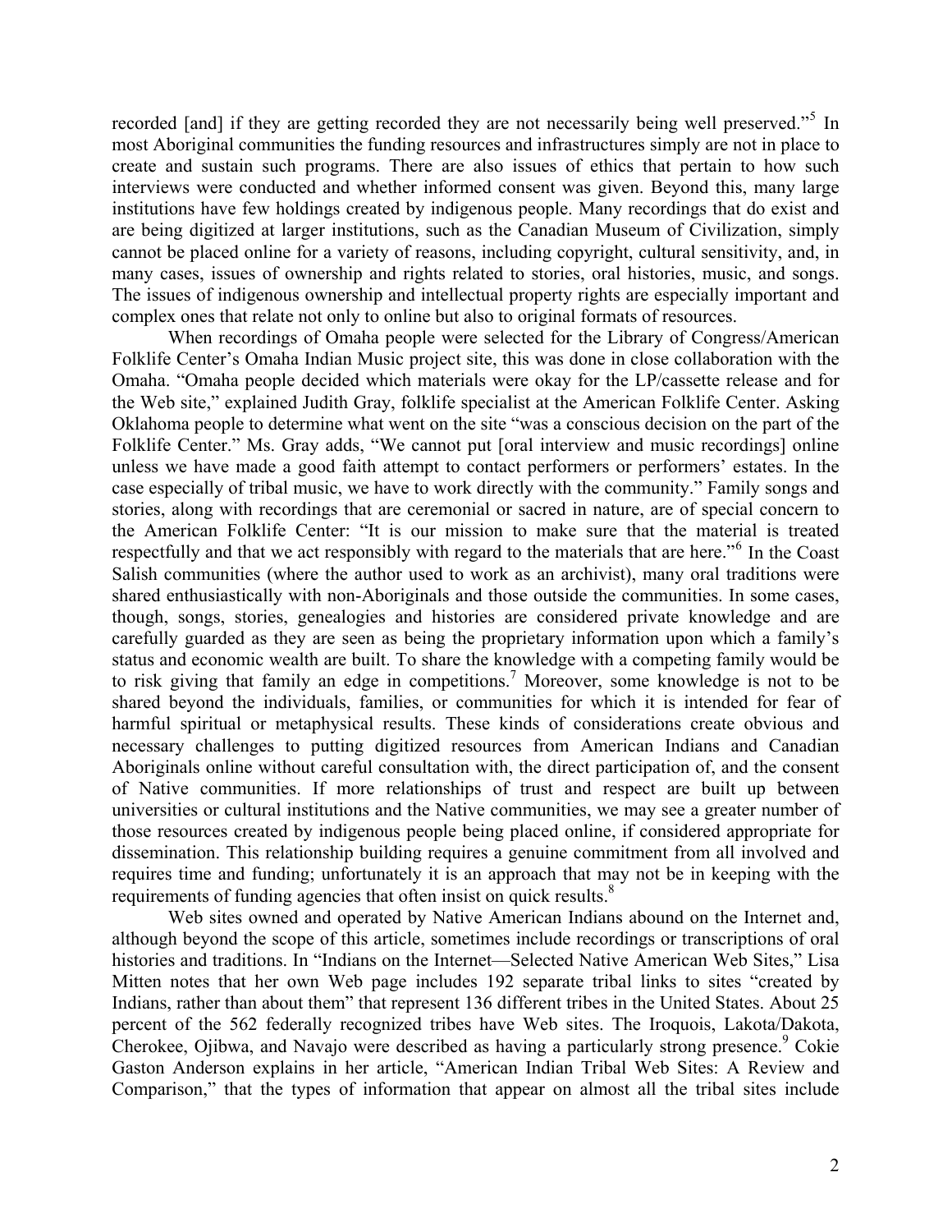recorded [and] if they are getting recorded they are not necessarily being well preserved."[5] In most Aboriginal communities the funding resources and infrastructures simply are not in place to create and sustain such programs. There are also issues of ethics that pertain to how such interviews were conducted and whether informed consent was given. Beyond this, many large institutions have few holdings created by indigenous people. Many recordings that do exist and are being digitized at larger institutions, such as the Canadian Museum of Civilization, simply cannot be placed online for a variety of reasons, including copyright, cultural sensitivity, and, in many cases, issues of ownership and rights related to stories, oral histories, music, and songs. The issues of indigenous ownership and intellectual property rights are especially important and complex ones that relate not only to online but also to original formats of resources.

When recordings of Omaha people were selected for the Library of Congress/American Folklife Center's Omaha Indian Music project site, this was done in close collaboration with the Omaha. "Omaha people decided which materials were okay for the LP/cassette release and for the Web site," explained Judith Gray, folklife specialist at the American Folklife Center. Asking Oklahoma people to determine what went on the site "was a conscious decision on the part of the Folklife Center." Ms. Gray adds, "We cannot put [oral interview and music recordings] online unless we have made a good faith attempt to contact performers or performers' estates. In the case especially of tribal music, we have to work directly with the community." Family songs and stories, along with recordings that are ceremonial or sacred in nature, are of special concern to the American Folklife Center: "It is our mission to make sure that the material is treated respectfully and that we act responsibly with regard to the materials that are here."[6] In the Coast Salish communities (where the author used to work as an archivist), many oral traditions were shared enthusiastically with non-Aboriginals and those outside the communities. In some cases, though, songs, stories, genealogies and histories are considered private knowledge and are carefully guarded as they are seen as being the proprietary information upon which a family's status and economic wealth are built. To share the knowledge with a competing family would be to risk giving that family an edge in competitions.[7] Moreover, some knowledge is not to be shared beyond the individuals, families, or communities for which it is intended for fear of harmful spiritual or metaphysical results. These kinds of considerations create obvious and necessary challenges to putting digitized resources from American Indians and Canadian Aboriginals online without careful consultation with, the direct participation of, and the consent of Native communities. If more relationships of trust and respect are built up between universities or cultural institutions and the Native communities, we may see a greater number of those resources created by indigenous people being placed online, if considered appropriate for dissemination. This relationship building requires a genuine commitment from all involved and requires time and funding; unfortunately it is an approach that may not be in keeping with the requirements of funding agencies that often insist on quick results.[8]

Web sites owned and operated by Native American Indians abound on the Internet and, although beyond the scope of this article, sometimes include recordings or transcriptions of oral histories and traditions. In "Indians on the Internet—Selected Native American Web Sites," Lisa Mitten notes that her own Web page includes 192 separate tribal links to sites "created by Indians, rather than about them" that represent 136 different tribes in the United States. About 25 percent of the 562 federally recognized tribes have Web sites. The Iroquois, Lakota/Dakota, Cherokee, Ojibwa, and Navajo were described as having a particularly strong presence.[9] Cokie Gaston Anderson explains in her article, "American Indian Tribal Web Sites: A Review and Comparison," that the types of information that appear on almost all the tribal sites include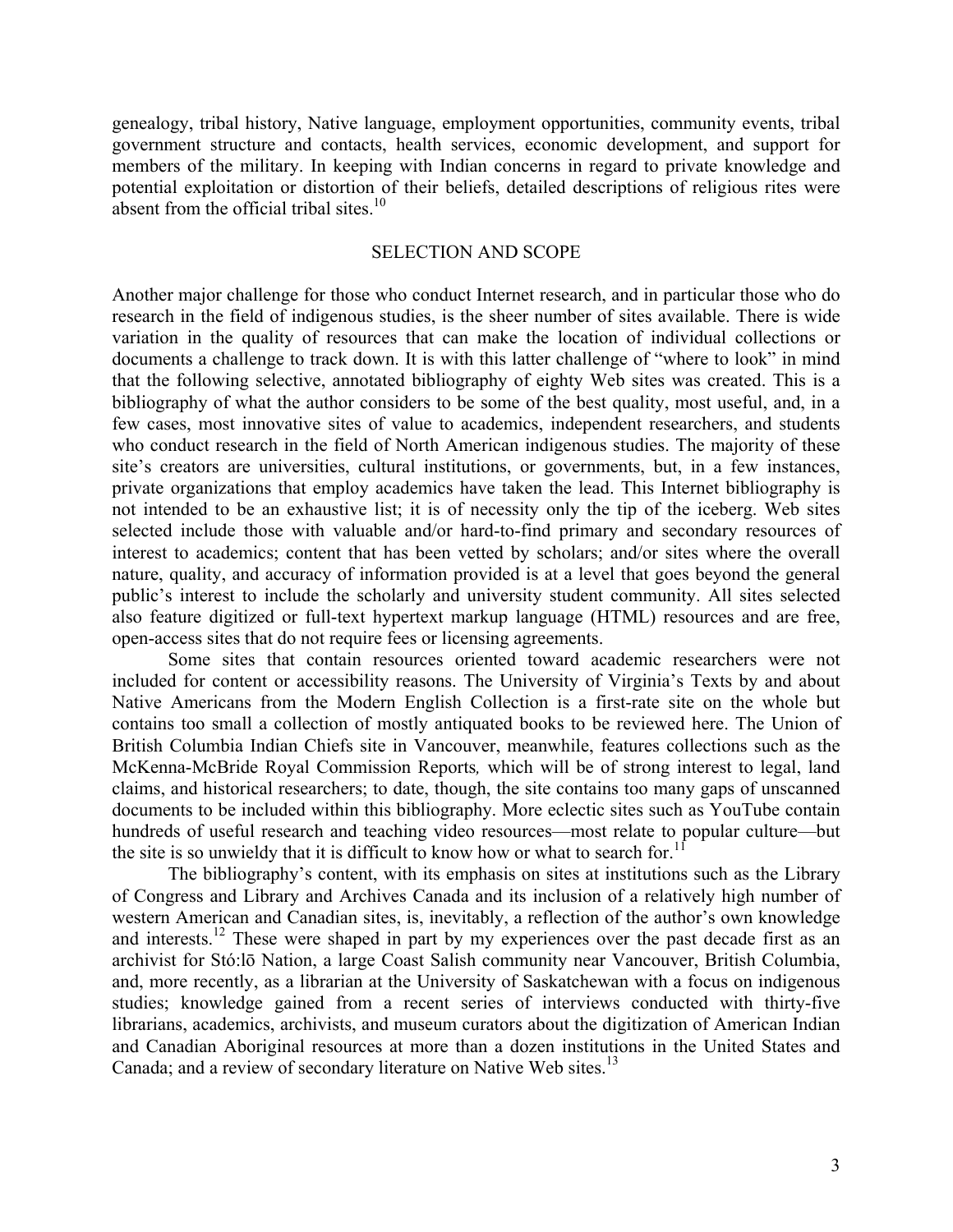genealogy, tribal history, Native language, employment opportunities, community events, tribal government structure and contacts, health services, economic development, and support for members of the military. In keeping with Indian concerns in regard to private knowledge and potential exploitation or distortion of their beliefs, detailed descriptions of religious rites were absent from the official tribal sites.[10]

## SELECTION AND SCOPE

Another major challenge for those who conduct Internet research, and in particular those who do research in the field of indigenous studies, is the sheer number of sites available. There is wide variation in the quality of resources that can make the location of individual collections or documents a challenge to track down. It is with this latter challenge of "where to look" in mind that the following selective, annotated bibliography of eighty Web sites was created. This is a bibliography of what the author considers to be some of the best quality, most useful, and, in a few cases, most innovative sites of value to academics, independent researchers, and students who conduct research in the field of North American indigenous studies. The majority of these site's creators are universities, cultural institutions, or governments, but, in a few instances, private organizations that employ academics have taken the lead. This Internet bibliography is not intended to be an exhaustive list; it is of necessity only the tip of the iceberg. Web sites selected include those with valuable and/or hard-to-find primary and secondary resources of interest to academics; content that has been vetted by scholars; and/or sites where the overall nature, quality, and accuracy of information provided is at a level that goes beyond the general public's interest to include the scholarly and university student community. All sites selected also feature digitized or full-text hypertext markup language (HTML) resources and are free, open-access sites that do not require fees or licensing agreements.

Some sites that contain resources oriented toward academic researchers were not included for content or accessibility reasons. The University of Virginia's Texts by and about Native Americans from the Modern English Collection is a first-rate site on the whole but contains too small a collection of mostly antiquated books to be reviewed here. The Union of British Columbia Indian Chiefs site in Vancouver, meanwhile, features collections such as the McKenna-McBride Royal Commission Reports*,* which will be of strong interest to legal, land claims, and historical researchers; to date, though, the site contains too many gaps of unscanned documents to be included within this bibliography. More eclectic sites such as YouTube contain hundreds of useful research and teaching video resources—most relate to popular culture—but the site is so unwieldy that it is difficult to know how or what to search for.[11]

The bibliography's content, with its emphasis on sites at institutions such as the Library of Congress and Library and Archives Canada and its inclusion of a relatively high number of western American and Canadian sites, is, inevitably, a reflection of the author's own knowledge and interests.[12] These were shaped in part by my experiences over the past decade first as an archivist for Stó:lō Nation, a large Coast Salish community near Vancouver, British Columbia, and, more recently, as a librarian at the University of Saskatchewan with a focus on indigenous studies; knowledge gained from a recent series of interviews conducted with thirty-five librarians, academics, archivists, and museum curators about the digitization of American Indian and Canadian Aboriginal resources at more than a dozen institutions in the United States and Canada; and a review of secondary literature on Native Web sites.[13]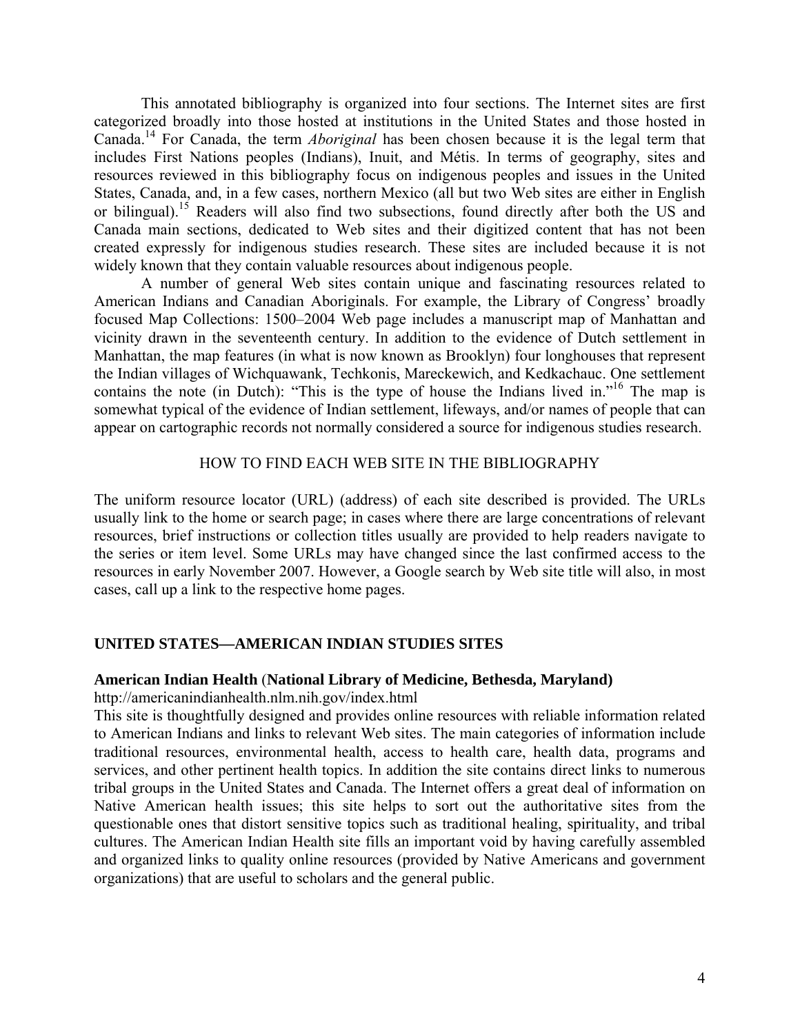This annotated bibliography is organized into four sections. The Internet sites are first categorized broadly into those hosted at institutions in the United States and those hosted in Canada.[14] For Canada, the term *Aboriginal* has been chosen because it is the legal term that includes First Nations peoples (Indians), Inuit, and Métis. In terms of geography, sites and resources reviewed in this bibliography focus on indigenous peoples and issues in the United States, Canada, and, in a few cases, northern Mexico (all but two Web sites are either in English or bilingual).[15] Readers will also find two subsections, found directly after both the US and Canada main sections, dedicated to Web sites and their digitized content that has not been created expressly for indigenous studies research. These sites are included because it is not widely known that they contain valuable resources about indigenous people.

A number of general Web sites contain unique and fascinating resources related to American Indians and Canadian Aboriginals. For example, the Library of Congress' broadly focused Map Collections: 1500–2004 Web page includes a manuscript map of Manhattan and vicinity drawn in the seventeenth century. In addition to the evidence of Dutch settlement in Manhattan, the map features (in what is now known as Brooklyn) four longhouses that represent the Indian villages of Wichquawank, Techkonis, Mareckewich, and Kedkachauc. One settlement contains the note (in Dutch): "This is the type of house the Indians lived in."[16] The map is somewhat typical of the evidence of Indian settlement, lifeways, and/or names of people that can appear on cartographic records not normally considered a source for indigenous studies research.

## HOW TO FIND EACH WEB SITE IN THE BIBLIOGRAPHY

The uniform resource locator (URL) (address) of each site described is provided. The URLs usually link to the home or search page; in cases where there are large concentrations of relevant resources, brief instructions or collection titles usually are provided to help readers navigate to the series or item level. Some URLs may have changed since the last confirmed access to the resources in early November 2007. However, a Google search by Web site title will also, in most cases, call up a link to the respective home pages.

## UNITED STATES—AMERICAN INDIAN STUDIES SITES

**American Indian Health (National Library of Medicine, Bethesda, Maryland)**
http://americanindianhealth.nlm.nih.gov/index.html
This site is thoughtfully designed and provides online resources with reliable information related to American Indians and links to relevant Web sites. The main categories of information include traditional resources, environmental health, access to health care, health data, programs and services, and other pertinent health topics. In addition the site contains direct links to numerous tribal groups in the United States and Canada. The Internet offers a great deal of information on Native American health issues; this site helps to sort out the authoritative sites from the questionable ones that distort sensitive topics such as traditional healing, spirituality, and tribal cultures. The American Indian Health site fills an important void by having carefully assembled and organized links to quality online resources (provided by Native Americans and government organizations) that are useful to scholars and the general public.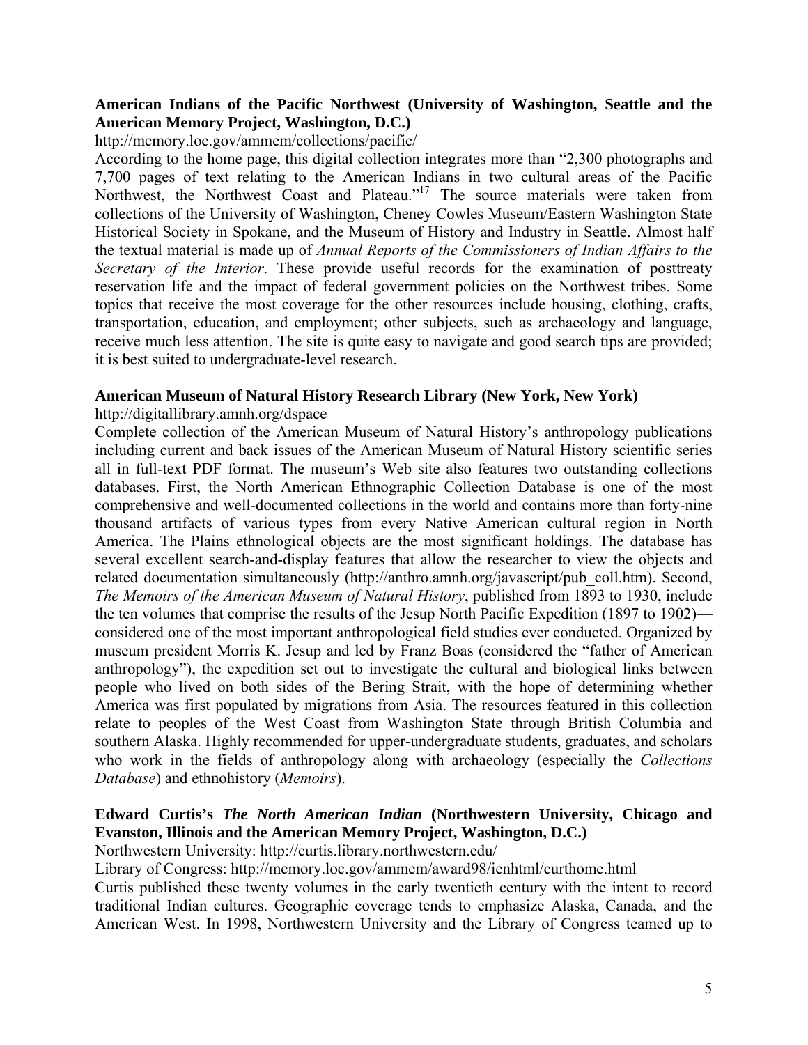**American Indians of the Pacific Northwest (University of Washington, Seattle and the American Memory Project, Washington, D.C.)**

http://memory.loc.gov/ammem/collections/pacific/

According to the home page, this digital collection integrates more than “2,300 photographs and 7,700 pages of text relating to the American Indians in two cultural areas of the Pacific Northwest, the Northwest Coast and Plateau.”[17] The source materials were taken from collections of the University of Washington, Cheney Cowles Museum/Eastern Washington State Historical Society in Spokane, and the Museum of History and Industry in Seattle. Almost half the textual material is made up of *Annual Reports of the Commissioners of Indian Affairs to the Secretary of the Interior*. These provide useful records for the examination of posttreaty reservation life and the impact of federal government policies on the Northwest tribes. Some topics that receive the most coverage for the other resources include housing, clothing, crafts, transportation, education, and employment; other subjects, such as archaeology and language, receive much less attention. The site is quite easy to navigate and good search tips are provided; it is best suited to undergraduate-level research.

**American Museum of Natural History Research Library (New York, New York)**

http://digitallibrary.amnh.org/dspace

Complete collection of the American Museum of Natural History’s anthropology publications including current and back issues of the American Museum of Natural History scientific series all in full-text PDF format. The museum’s Web site also features two outstanding collections databases. First, the North American Ethnographic Collection Database is one of the most comprehensive and well-documented collections in the world and contains more than forty-nine thousand artifacts of various types from every Native American cultural region in North America. The Plains ethnological objects are the most significant holdings. The database has several excellent search-and-display features that allow the researcher to view the objects and related documentation simultaneously (http://anthro.amnh.org/javascript/pub_coll.htm). Second, *The Memoirs of the American Museum of Natural History*, published from 1893 to 1930, include the ten volumes that comprise the results of the Jesup North Pacific Expedition (1897 to 1902)—considered one of the most important anthropological field studies ever conducted. Organized by museum president Morris K. Jesup and led by Franz Boas (considered the “father of American anthropology”), the expedition set out to investigate the cultural and biological links between people who lived on both sides of the Bering Strait, with the hope of determining whether America was first populated by migrations from Asia. The resources featured in this collection relate to peoples of the West Coast from Washington State through British Columbia and southern Alaska. Highly recommended for upper-undergraduate students, graduates, and scholars who work in the fields of anthropology along with archaeology (especially the *Collections Database*) and ethnohistory (*Memoirs*).

**Edward Curtis’s *The North American Indian* (Northwestern University, Chicago and Evanston, Illinois and the American Memory Project, Washington, D.C.)**

Northwestern University: http://curtis.library.northwestern.edu/

Library of Congress: http://memory.loc.gov/ammem/award98/ienhtml/curthome.html

Curtis published these twenty volumes in the early twentieth century with the intent to record traditional Indian cultures. Geographic coverage tends to emphasize Alaska, Canada, and the American West. In 1998, Northwestern University and the Library of Congress teamed up to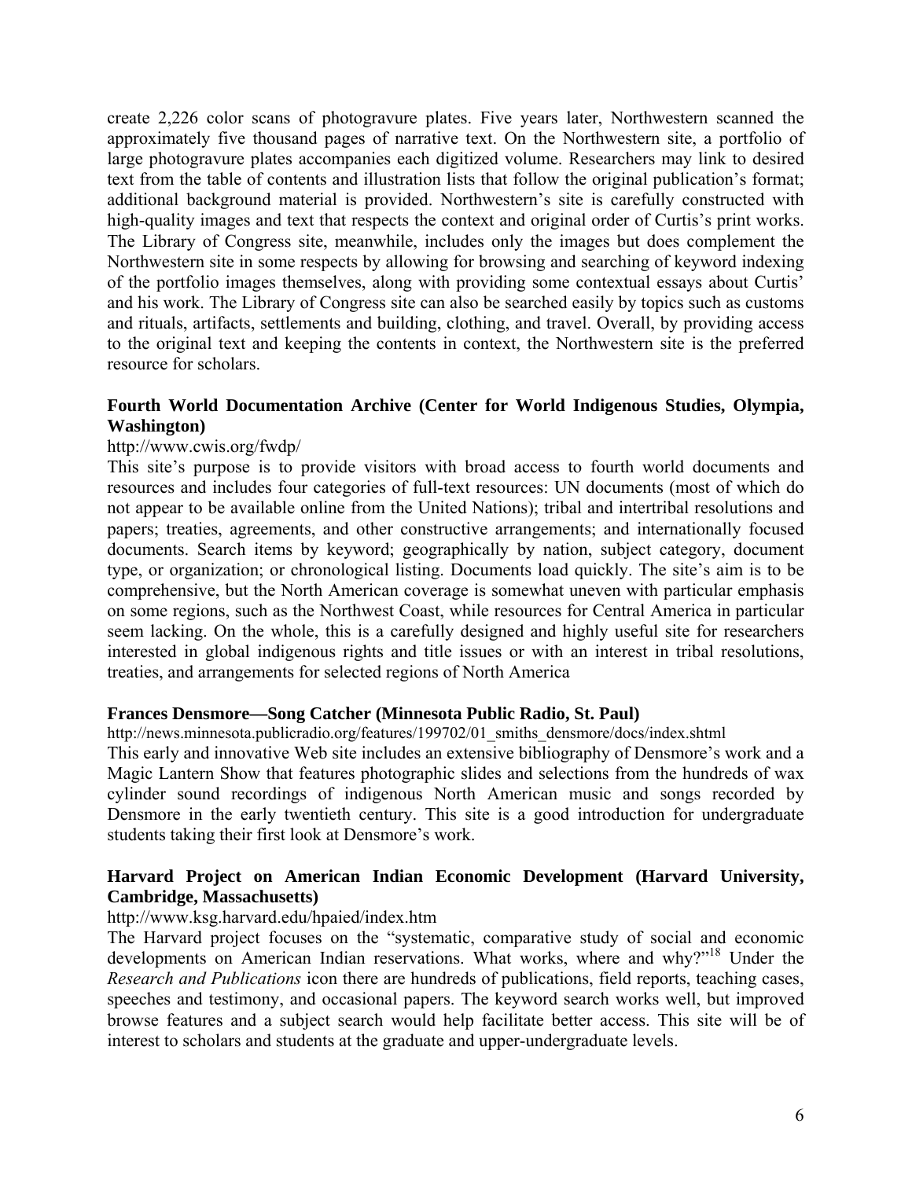create 2,226 color scans of photogravure plates. Five years later, Northwestern scanned the approximately five thousand pages of narrative text. On the Northwestern site, a portfolio of large photogravure plates accompanies each digitized volume. Researchers may link to desired text from the table of contents and illustration lists that follow the original publication's format; additional background material is provided. Northwestern's site is carefully constructed with high-quality images and text that respects the context and original order of Curtis's print works. The Library of Congress site, meanwhile, includes only the images but does complement the Northwestern site in some respects by allowing for browsing and searching of keyword indexing of the portfolio images themselves, along with providing some contextual essays about Curtis' and his work. The Library of Congress site can also be searched easily by topics such as customs and rituals, artifacts, settlements and building, clothing, and travel. Overall, by providing access to the original text and keeping the contents in context, the Northwestern site is the preferred resource for scholars.

### Fourth World Documentation Archive (Center for World Indigenous Studies, Olympia, Washington)

http://www.cwis.org/fwdp/

This site's purpose is to provide visitors with broad access to fourth world documents and resources and includes four categories of full-text resources: UN documents (most of which do not appear to be available online from the United Nations); tribal and intertribal resolutions and papers; treaties, agreements, and other constructive arrangements; and internationally focused documents. Search items by keyword; geographically by nation, subject category, document type, or organization; or chronological listing. Documents load quickly. The site's aim is to be comprehensive, but the North American coverage is somewhat uneven with particular emphasis on some regions, such as the Northwest Coast, while resources for Central America in particular seem lacking. On the whole, this is a carefully designed and highly useful site for researchers interested in global indigenous rights and title issues or with an interest in tribal resolutions, treaties, and arrangements for selected regions of North America

### Frances Densmore—Song Catcher (Minnesota Public Radio, St. Paul)

http://news.minnesota.publicradio.org/features/199702/01_smiths_densmore/docs/index.shtml

This early and innovative Web site includes an extensive bibliography of Densmore's work and a Magic Lantern Show that features photographic slides and selections from the hundreds of wax cylinder sound recordings of indigenous North American music and songs recorded by Densmore in the early twentieth century. This site is a good introduction for undergraduate students taking their first look at Densmore's work.

### Harvard Project on American Indian Economic Development (Harvard University, Cambridge, Massachusetts)

http://www.ksg.harvard.edu/hpaied/index.htm

The Harvard project focuses on the "systematic, comparative study of social and economic developments on American Indian reservations. What works, where and why?"[18] Under the *Research and Publications* icon there are hundreds of publications, field reports, teaching cases, speeches and testimony, and occasional papers. The keyword search works well, but improved browse features and a subject search would help facilitate better access. This site will be of interest to scholars and students at the graduate and upper-undergraduate levels.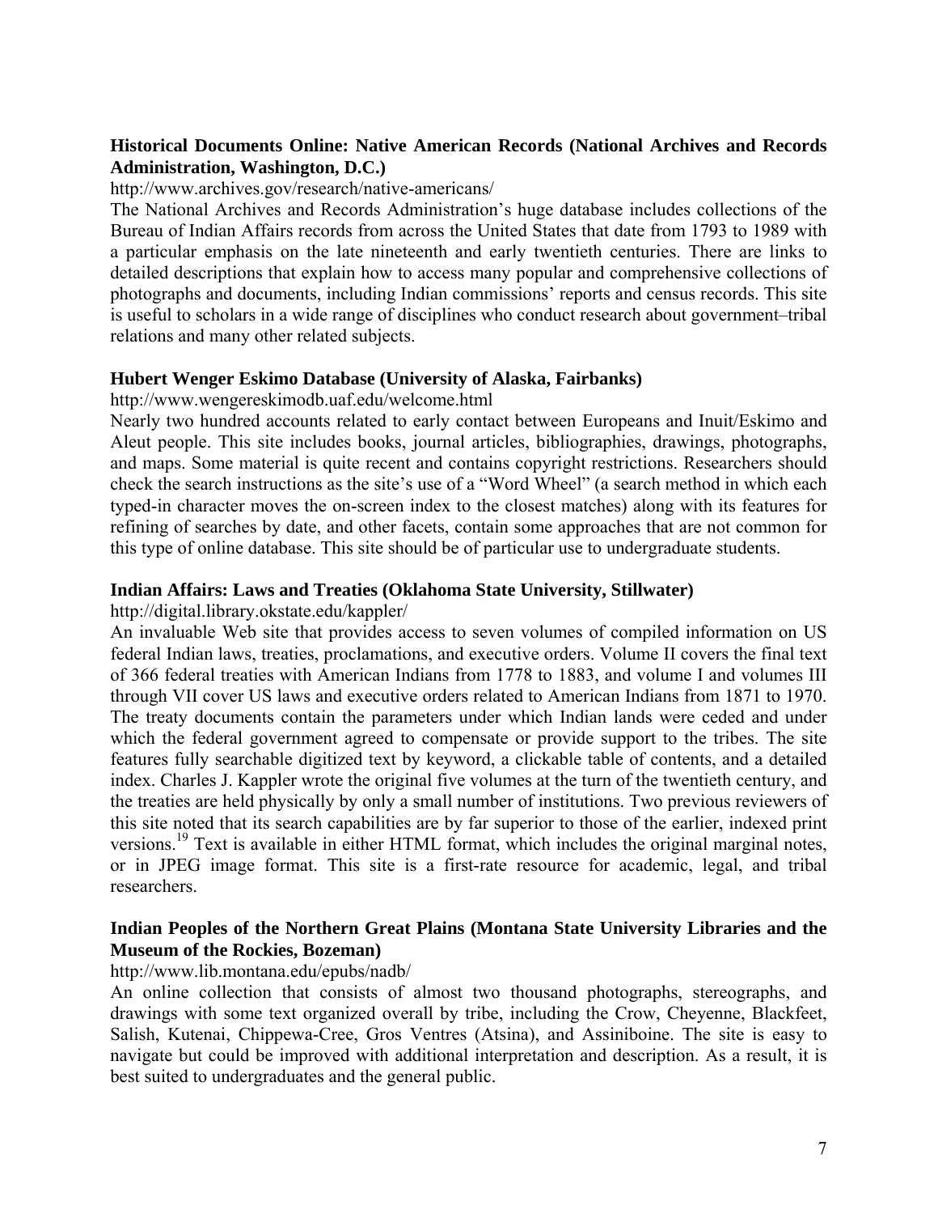**Historical Documents Online: Native American Records (National Archives and Records Administration, Washington, D.C.)**

http://www.archives.gov/research/native-americans/

The National Archives and Records Administration's huge database includes collections of the Bureau of Indian Affairs records from across the United States that date from 1793 to 1989 with a particular emphasis on the late nineteenth and early twentieth centuries. There are links to detailed descriptions that explain how to access many popular and comprehensive collections of photographs and documents, including Indian commissions' reports and census records. This site is useful to scholars in a wide range of disciplines who conduct research about government–tribal relations and many other related subjects.

**Hubert Wenger Eskimo Database (University of Alaska, Fairbanks)**

http://www.wengereskimodb.uaf.edu/welcome.html

Nearly two hundred accounts related to early contact between Europeans and Inuit/Eskimo and Aleut people. This site includes books, journal articles, bibliographies, drawings, photographs, and maps. Some material is quite recent and contains copyright restrictions. Researchers should check the search instructions as the site's use of a "Word Wheel" (a search method in which each typed-in character moves the on-screen index to the closest matches) along with its features for refining of searches by date, and other facets, contain some approaches that are not common for this type of online database. This site should be of particular use to undergraduate students.

**Indian Affairs: Laws and Treaties (Oklahoma State University, Stillwater)**

http://digital.library.okstate.edu/kappler/

An invaluable Web site that provides access to seven volumes of compiled information on US federal Indian laws, treaties, proclamations, and executive orders. Volume II covers the final text of 366 federal treaties with American Indians from 1778 to 1883, and volume I and volumes III through VII cover US laws and executive orders related to American Indians from 1871 to 1970. The treaty documents contain the parameters under which Indian lands were ceded and under which the federal government agreed to compensate or provide support to the tribes. The site features fully searchable digitized text by keyword, a clickable table of contents, and a detailed index. Charles J. Kappler wrote the original five volumes at the turn of the twentieth century, and the treaties are held physically by only a small number of institutions. Two previous reviewers of this site noted that its search capabilities are by far superior to those of the earlier, indexed print versions.[19] Text is available in either HTML format, which includes the original marginal notes, or in JPEG image format. This site is a first-rate resource for academic, legal, and tribal researchers.

**Indian Peoples of the Northern Great Plains (Montana State University Libraries and the Museum of the Rockies, Bozeman)**

http://www.lib.montana.edu/epubs/nadb/

An online collection that consists of almost two thousand photographs, stereographs, and drawings with some text organized overall by tribe, including the Crow, Cheyenne, Blackfeet, Salish, Kutenai, Chippewa-Cree, Gros Ventres (Atsina), and Assiniboine. The site is easy to navigate but could be improved with additional interpretation and description. As a result, it is best suited to undergraduates and the general public.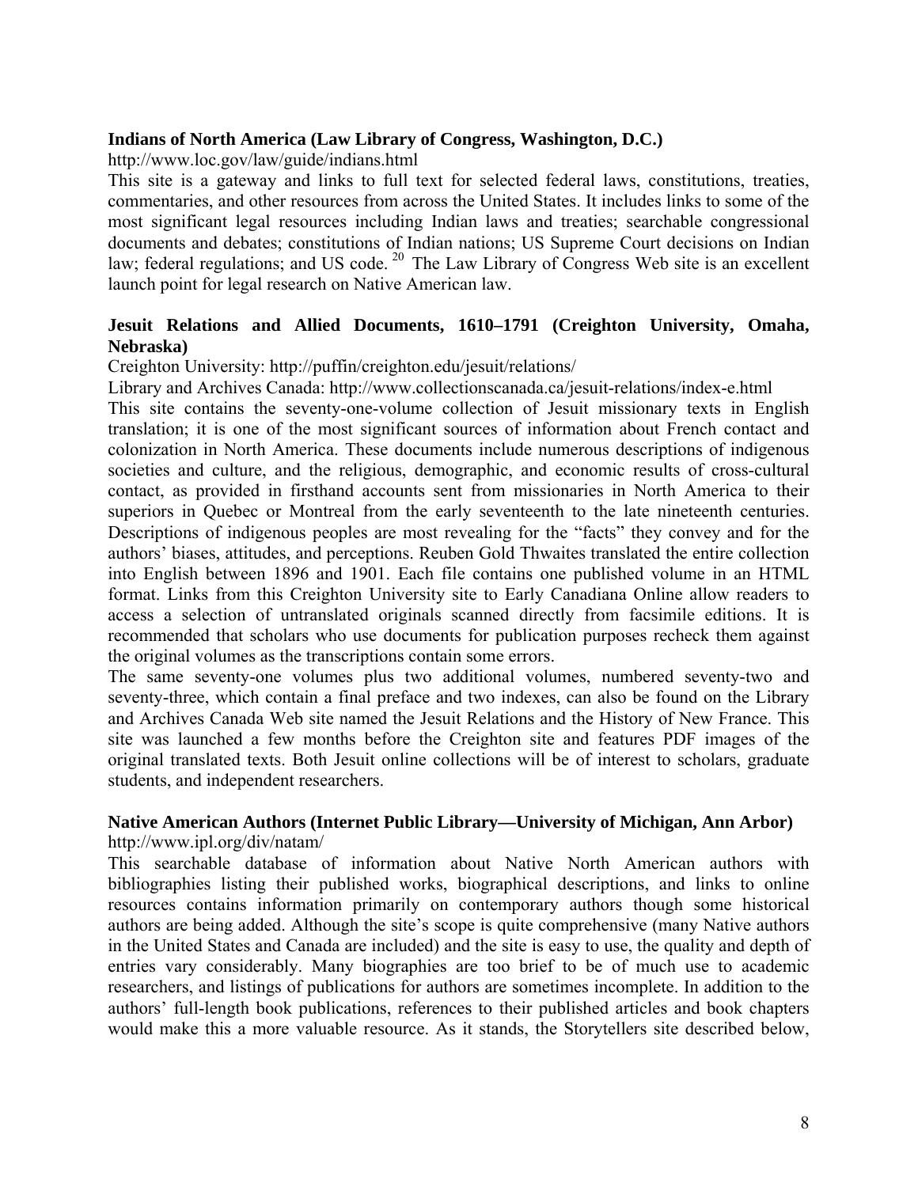**Indians of North America (Law Library of Congress, Washington, D.C.)**

http://www.loc.gov/law/guide/indians.html

This site is a gateway and links to full text for selected federal laws, constitutions, treaties, commentaries, and other resources from across the United States. It includes links to some of the most significant legal resources including Indian laws and treaties; searchable congressional documents and debates; constitutions of Indian nations; US Supreme Court decisions on Indian law; federal regulations; and US code. [20] The Law Library of Congress Web site is an excellent launch point for legal research on Native American law.

**Jesuit Relations and Allied Documents, 1610–1791 (Creighton University, Omaha, Nebraska)**

Creighton University: http://puffin/creighton.edu/jesuit/relations/

Library and Archives Canada: http://www.collectionscanada.ca/jesuit-relations/index-e.html

This site contains the seventy-one-volume collection of Jesuit missionary texts in English translation; it is one of the most significant sources of information about French contact and colonization in North America. These documents include numerous descriptions of indigenous societies and culture, and the religious, demographic, and economic results of cross-cultural contact, as provided in firsthand accounts sent from missionaries in North America to their superiors in Quebec or Montreal from the early seventeenth to the late nineteenth centuries. Descriptions of indigenous peoples are most revealing for the "facts" they convey and for the authors' biases, attitudes, and perceptions. Reuben Gold Thwaites translated the entire collection into English between 1896 and 1901. Each file contains one published volume in an HTML format. Links from this Creighton University site to Early Canadiana Online allow readers to access a selection of untranslated originals scanned directly from facsimile editions. It is recommended that scholars who use documents for publication purposes recheck them against the original volumes as the transcriptions contain some errors.

The same seventy-one volumes plus two additional volumes, numbered seventy-two and seventy-three, which contain a final preface and two indexes, can also be found on the Library and Archives Canada Web site named the Jesuit Relations and the History of New France. This site was launched a few months before the Creighton site and features PDF images of the original translated texts. Both Jesuit online collections will be of interest to scholars, graduate students, and independent researchers.

**Native American Authors (Internet Public Library—University of Michigan, Ann Arbor)**

http://www.ipl.org/div/natam/

This searchable database of information about Native North American authors with bibliographies listing their published works, biographical descriptions, and links to online resources contains information primarily on contemporary authors though some historical authors are being added. Although the site's scope is quite comprehensive (many Native authors in the United States and Canada are included) and the site is easy to use, the quality and depth of entries vary considerably. Many biographies are too brief to be of much use to academic researchers, and listings of publications for authors are sometimes incomplete. In addition to the authors' full-length book publications, references to their published articles and book chapters would make this a more valuable resource. As it stands, the Storytellers site described below,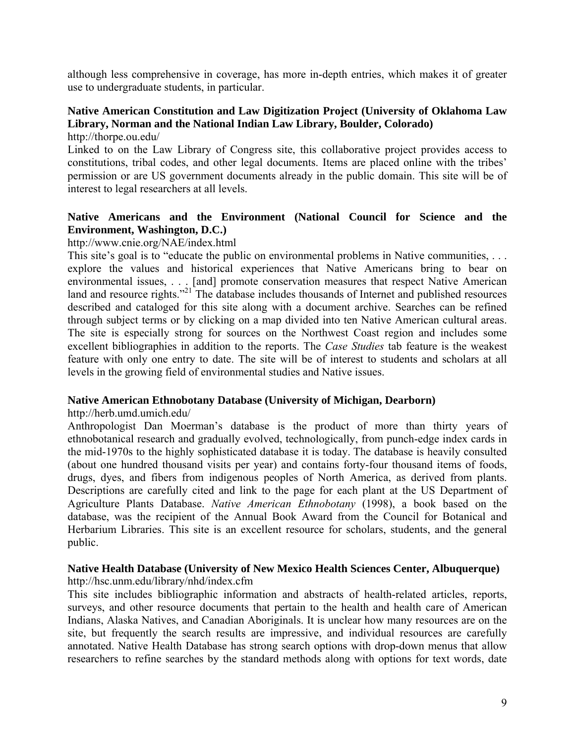although less comprehensive in coverage, has more in-depth entries, which makes it of greater use to undergraduate students, in particular.

**Native American Constitution and Law Digitization Project (University of Oklahoma Law Library, Norman and the National Indian Law Library, Boulder, Colorado)**
http://thorpe.ou.edu/
Linked to on the Law Library of Congress site, this collaborative project provides access to constitutions, tribal codes, and other legal documents. Items are placed online with the tribes' permission or are US government documents already in the public domain. This site will be of interest to legal researchers at all levels.

**Native Americans and the Environment (National Council for Science and the Environment, Washington, D.C.)**
http://www.cnie.org/NAE/index.html
This site's goal is to "educate the public on environmental problems in Native communities, . . . explore the values and historical experiences that Native Americans bring to bear on environmental issues, . . . [and] promote conservation measures that respect Native American land and resource rights."[21] The database includes thousands of Internet and published resources described and cataloged for this site along with a document archive. Searches can be refined through subject terms or by clicking on a map divided into ten Native American cultural areas. The site is especially strong for sources on the Northwest Coast region and includes some excellent bibliographies in addition to the reports. The *Case Studies* tab feature is the weakest feature with only one entry to date. The site will be of interest to students and scholars at all levels in the growing field of environmental studies and Native issues.

**Native American Ethnobotany Database (University of Michigan, Dearborn)**
http://herb.umd.umich.edu/
Anthropologist Dan Moerman's database is the product of more than thirty years of ethnobotanical research and gradually evolved, technologically, from punch-edge index cards in the mid-1970s to the highly sophisticated database it is today. The database is heavily consulted (about one hundred thousand visits per year) and contains forty-four thousand items of foods, drugs, dyes, and fibers from indigenous peoples of North America, as derived from plants. Descriptions are carefully cited and link to the page for each plant at the US Department of Agriculture Plants Database. *Native American Ethnobotany* (1998), a book based on the database, was the recipient of the Annual Book Award from the Council for Botanical and Herbarium Libraries. This site is an excellent resource for scholars, students, and the general public.

**Native Health Database (University of New Mexico Health Sciences Center, Albuquerque)**
http://hsc.unm.edu/library/nhd/index.cfm
This site includes bibliographic information and abstracts of health-related articles, reports, surveys, and other resource documents that pertain to the health and health care of American Indians, Alaska Natives, and Canadian Aboriginals. It is unclear how many resources are on the site, but frequently the search results are impressive, and individual resources are carefully annotated. Native Health Database has strong search options with drop-down menus that allow researchers to refine searches by the standard methods along with options for text words, date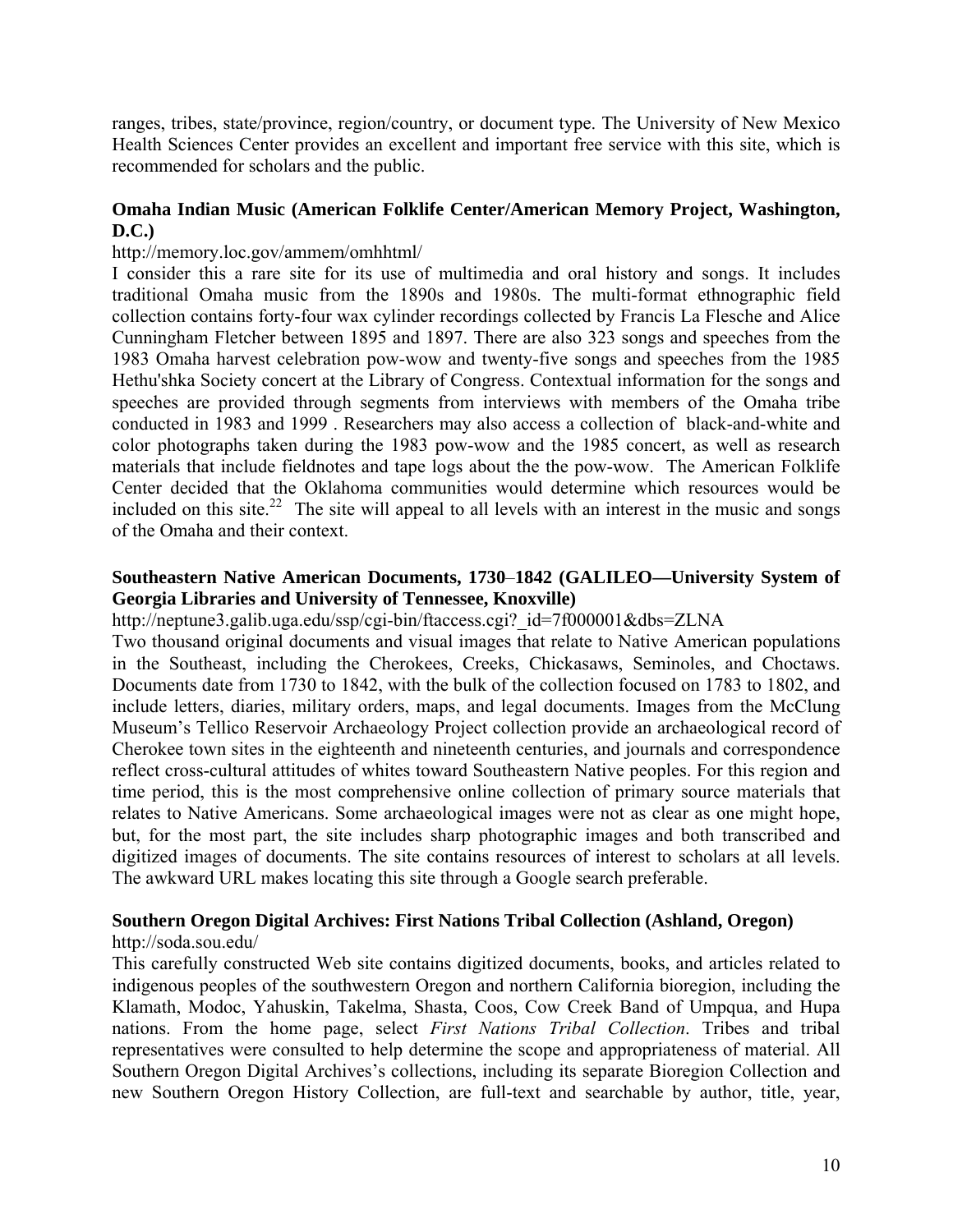ranges, tribes, state/province, region/country, or document type. The University of New Mexico Health Sciences Center provides an excellent and important free service with this site, which is recommended for scholars and the public.

**Omaha Indian Music (American Folklife Center/American Memory Project, Washington, D.C.)**

http://memory.loc.gov/ammem/omhhtml/

I consider this a rare site for its use of multimedia and oral history and songs. It includes traditional Omaha music from the 1890s and 1980s. The multi-format ethnographic field collection contains forty-four wax cylinder recordings collected by Francis La Flesche and Alice Cunningham Fletcher between 1895 and 1897. There are also 323 songs and speeches from the 1983 Omaha harvest celebration pow-wow and twenty-five songs and speeches from the 1985 Hethu'shka Society concert at the Library of Congress. Contextual information for the songs and speeches are provided through segments from interviews with members of the Omaha tribe conducted in 1983 and 1999 . Researchers may also access a collection of black-and-white and color photographs taken during the 1983 pow-wow and the 1985 concert, as well as research materials that include fieldnotes and tape logs about the the pow-wow. The American Folklife Center decided that the Oklahoma communities would determine which resources would be included on this site.[22] The site will appeal to all levels with an interest in the music and songs of the Omaha and their context.

**Southeastern Native American Documents, 1730–1842 (GALILEO—University System of Georgia Libraries and University of Tennessee, Knoxville)**

http://neptune3.galib.uga.edu/ssp/cgi-bin/ftaccess.cgi?_id=7f000001&dbs=ZLNA

Two thousand original documents and visual images that relate to Native American populations in the Southeast, including the Cherokees, Creeks, Chickasaws, Seminoles, and Choctaws. Documents date from 1730 to 1842, with the bulk of the collection focused on 1783 to 1802, and include letters, diaries, military orders, maps, and legal documents. Images from the McClung Museum's Tellico Reservoir Archaeology Project collection provide an archaeological record of Cherokee town sites in the eighteenth and nineteenth centuries, and journals and correspondence reflect cross-cultural attitudes of whites toward Southeastern Native peoples. For this region and time period, this is the most comprehensive online collection of primary source materials that relates to Native Americans. Some archaeological images were not as clear as one might hope, but, for the most part, the site includes sharp photographic images and both transcribed and digitized images of documents. The site contains resources of interest to scholars at all levels. The awkward URL makes locating this site through a Google search preferable.

**Southern Oregon Digital Archives: First Nations Tribal Collection (Ashland, Oregon)**

http://soda.sou.edu/

This carefully constructed Web site contains digitized documents, books, and articles related to indigenous peoples of the southwestern Oregon and northern California bioregion, including the Klamath, Modoc, Yahuskin, Takelma, Shasta, Coos, Cow Creek Band of Umpqua, and Hupa nations. From the home page, select *First Nations Tribal Collection*. Tribes and tribal representatives were consulted to help determine the scope and appropriateness of material. All Southern Oregon Digital Archives's collections, including its separate Bioregion Collection and new Southern Oregon History Collection, are full-text and searchable by author, title, year,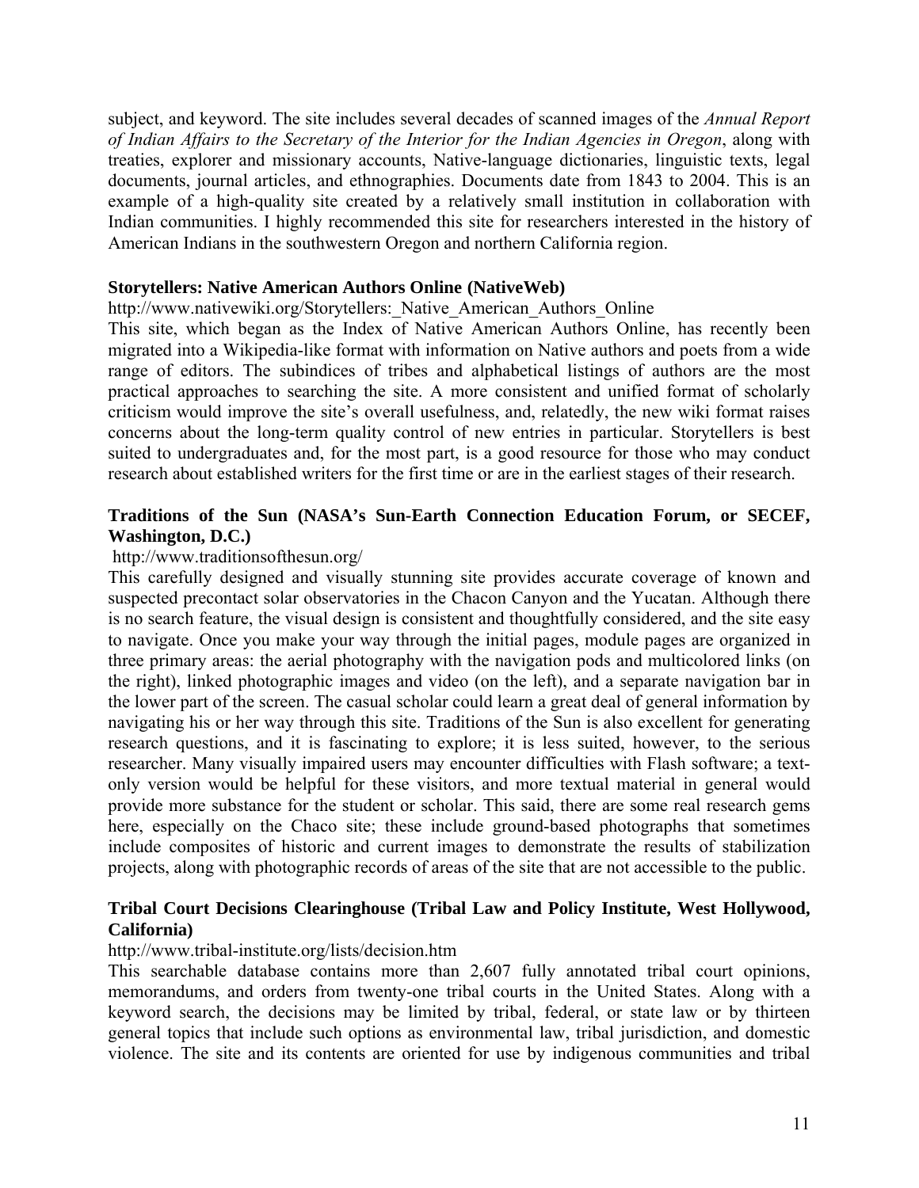subject, and keyword. The site includes several decades of scanned images of the *Annual Report of Indian Affairs to the Secretary of the Interior for the Indian Agencies in Oregon*, along with treaties, explorer and missionary accounts, Native-language dictionaries, linguistic texts, legal documents, journal articles, and ethnographies. Documents date from 1843 to 2004. This is an example of a high-quality site created by a relatively small institution in collaboration with Indian communities. I highly recommended this site for researchers interested in the history of American Indians in the southwestern Oregon and northern California region.

**Storytellers: Native American Authors Online (NativeWeb)**

http://www.nativewiki.org/Storytellers:_Native_American_Authors_Online

This site, which began as the Index of Native American Authors Online, has recently been migrated into a Wikipedia-like format with information on Native authors and poets from a wide range of editors. The subindices of tribes and alphabetical listings of authors are the most practical approaches to searching the site. A more consistent and unified format of scholarly criticism would improve the site's overall usefulness, and, relatedly, the new wiki format raises concerns about the long-term quality control of new entries in particular. Storytellers is best suited to undergraduates and, for the most part, is a good resource for those who may conduct research about established writers for the first time or are in the earliest stages of their research.

**Traditions of the Sun (NASA's Sun-Earth Connection Education Forum, or SECEF, Washington, D.C.)**

http://www.traditionsofthesun.org/

This carefully designed and visually stunning site provides accurate coverage of known and suspected precontact solar observatories in the Chacon Canyon and the Yucatan. Although there is no search feature, the visual design is consistent and thoughtfully considered, and the site easy to navigate. Once you make your way through the initial pages, module pages are organized in three primary areas: the aerial photography with the navigation pods and multicolored links (on the right), linked photographic images and video (on the left), and a separate navigation bar in the lower part of the screen. The casual scholar could learn a great deal of general information by navigating his or her way through this site. Traditions of the Sun is also excellent for generating research questions, and it is fascinating to explore; it is less suited, however, to the serious researcher. Many visually impaired users may encounter difficulties with Flash software; a text-only version would be helpful for these visitors, and more textual material in general would provide more substance for the student or scholar. This said, there are some real research gems here, especially on the Chaco site; these include ground-based photographs that sometimes include composites of historic and current images to demonstrate the results of stabilization projects, along with photographic records of areas of the site that are not accessible to the public.

**Tribal Court Decisions Clearinghouse (Tribal Law and Policy Institute, West Hollywood, California)**

http://www.tribal-institute.org/lists/decision.htm

This searchable database contains more than 2,607 fully annotated tribal court opinions, memorandums, and orders from twenty-one tribal courts in the United States. Along with a keyword search, the decisions may be limited by tribal, federal, or state law or by thirteen general topics that include such options as environmental law, tribal jurisdiction, and domestic violence. The site and its contents are oriented for use by indigenous communities and tribal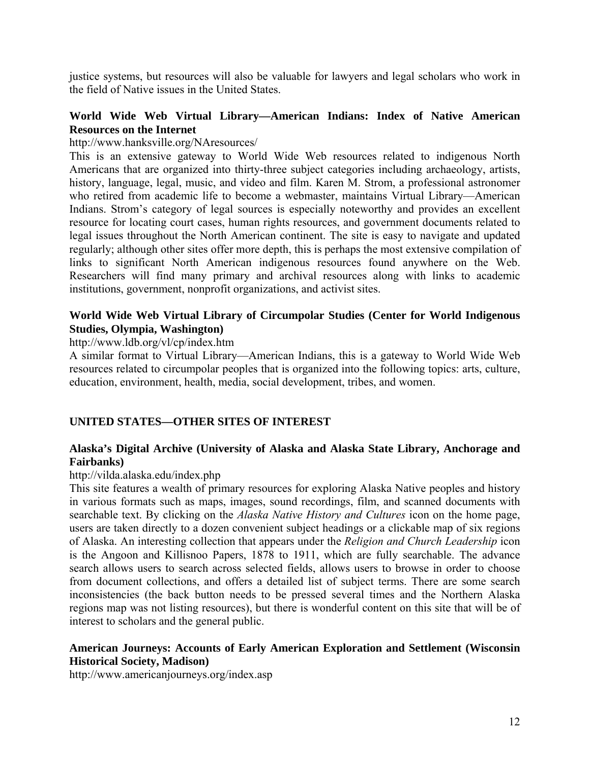justice systems, but resources will also be valuable for lawyers and legal scholars who work in the field of Native issues in the United States.

**World Wide Web Virtual Library—American Indians: Index of Native American Resources on the Internet**

http://www.hanksville.org/NAresources/

This is an extensive gateway to World Wide Web resources related to indigenous North Americans that are organized into thirty-three subject categories including archaeology, artists, history, language, legal, music, and video and film. Karen M. Strom, a professional astronomer who retired from academic life to become a webmaster, maintains Virtual Library—American Indians. Strom's category of legal sources is especially noteworthy and provides an excellent resource for locating court cases, human rights resources, and government documents related to legal issues throughout the North American continent. The site is easy to navigate and updated regularly; although other sites offer more depth, this is perhaps the most extensive compilation of links to significant North American indigenous resources found anywhere on the Web. Researchers will find many primary and archival resources along with links to academic institutions, government, nonprofit organizations, and activist sites.

**World Wide Web Virtual Library of Circumpolar Studies (Center for World Indigenous Studies, Olympia, Washington)**

http://www.ldb.org/vl/cp/index.htm

A similar format to Virtual Library—American Indians, this is a gateway to World Wide Web resources related to circumpolar peoples that is organized into the following topics: arts, culture, education, environment, health, media, social development, tribes, and women.

## UNITED STATES—OTHER SITES OF INTEREST

**Alaska's Digital Archive (University of Alaska and Alaska State Library, Anchorage and Fairbanks)**

http://vilda.alaska.edu/index.php

This site features a wealth of primary resources for exploring Alaska Native peoples and history in various formats such as maps, images, sound recordings, film, and scanned documents with searchable text. By clicking on the *Alaska Native History and Cultures* icon on the home page, users are taken directly to a dozen convenient subject headings or a clickable map of six regions of Alaska. An interesting collection that appears under the *Religion and Church Leadership* icon is the Angoon and Killisnoo Papers, 1878 to 1911, which are fully searchable. The advance search allows users to search across selected fields, allows users to browse in order to choose from document collections, and offers a detailed list of subject terms. There are some search inconsistencies (the back button needs to be pressed several times and the Northern Alaska regions map was not listing resources), but there is wonderful content on this site that will be of interest to scholars and the general public.

**American Journeys: Accounts of Early American Exploration and Settlement (Wisconsin Historical Society, Madison)**

http://www.americanjourneys.org/index.asp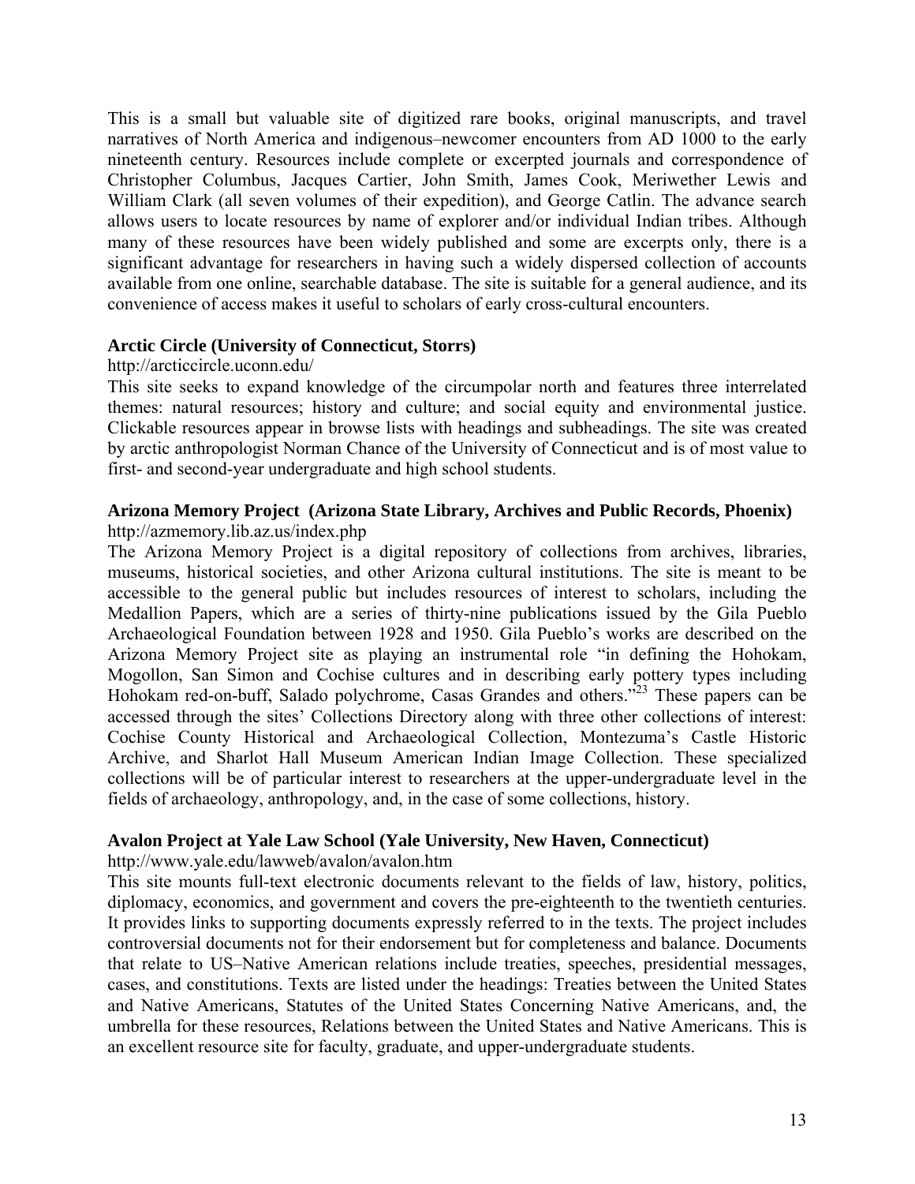This is a small but valuable site of digitized rare books, original manuscripts, and travel narratives of North America and indigenous–newcomer encounters from AD 1000 to the early nineteenth century. Resources include complete or excerpted journals and correspondence of Christopher Columbus, Jacques Cartier, John Smith, James Cook, Meriwether Lewis and William Clark (all seven volumes of their expedition), and George Catlin. The advance search allows users to locate resources by name of explorer and/or individual Indian tribes. Although many of these resources have been widely published and some are excerpts only, there is a significant advantage for researchers in having such a widely dispersed collection of accounts available from one online, searchable database. The site is suitable for a general audience, and its convenience of access makes it useful to scholars of early cross-cultural encounters.

**Arctic Circle (University of Connecticut, Storrs)**
http://arcticcircle.uconn.edu/
This site seeks to expand knowledge of the circumpolar north and features three interrelated themes: natural resources; history and culture; and social equity and environmental justice. Clickable resources appear in browse lists with headings and subheadings. The site was created by arctic anthropologist Norman Chance of the University of Connecticut and is of most value to first- and second-year undergraduate and high school students.

**Arizona Memory Project (Arizona State Library, Archives and Public Records, Phoenix)**
http://azmemory.lib.az.us/index.php
The Arizona Memory Project is a digital repository of collections from archives, libraries, museums, historical societies, and other Arizona cultural institutions. The site is meant to be accessible to the general public but includes resources of interest to scholars, including the Medallion Papers, which are a series of thirty-nine publications issued by the Gila Pueblo Archaeological Foundation between 1928 and 1950. Gila Pueblo's works are described on the Arizona Memory Project site as playing an instrumental role "in defining the Hohokam, Mogollon, San Simon and Cochise cultures and in describing early pottery types including Hohokam red-on-buff, Salado polychrome, Casas Grandes and others."[23] These papers can be accessed through the sites' Collections Directory along with three other collections of interest: Cochise County Historical and Archaeological Collection, Montezuma's Castle Historic Archive, and Sharlot Hall Museum American Indian Image Collection. These specialized collections will be of particular interest to researchers at the upper-undergraduate level in the fields of archaeology, anthropology, and, in the case of some collections, history.

**Avalon Project at Yale Law School (Yale University, New Haven, Connecticut)**
http://www.yale.edu/lawweb/avalon/avalon.htm
This site mounts full-text electronic documents relevant to the fields of law, history, politics, diplomacy, economics, and government and covers the pre-eighteenth to the twentieth centuries. It provides links to supporting documents expressly referred to in the texts. The project includes controversial documents not for their endorsement but for completeness and balance. Documents that relate to US–Native American relations include treaties, speeches, presidential messages, cases, and constitutions. Texts are listed under the headings: Treaties between the United States and Native Americans, Statutes of the United States Concerning Native Americans, and, the umbrella for these resources, Relations between the United States and Native Americans. This is an excellent resource site for faculty, graduate, and upper-undergraduate students.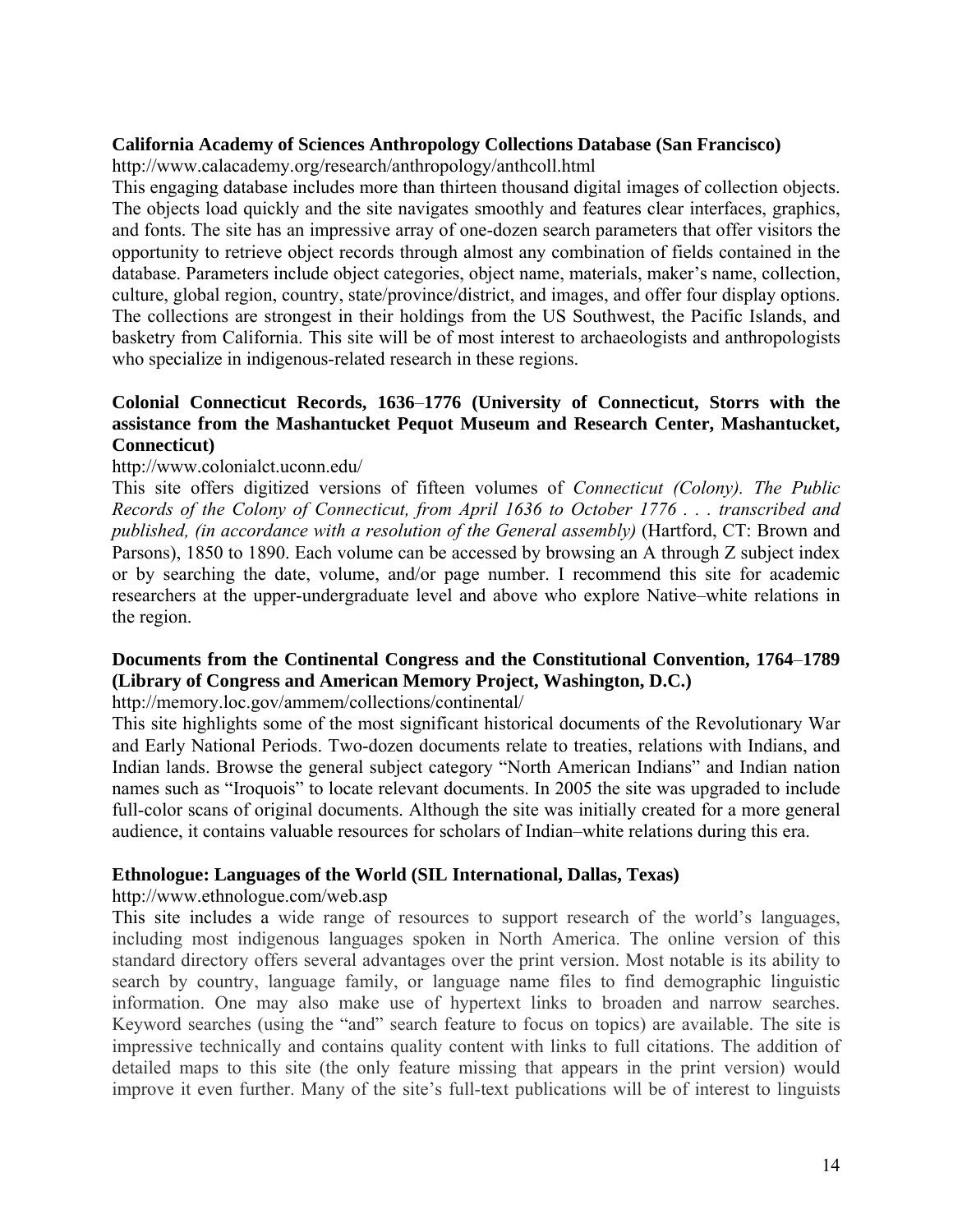**California Academy of Sciences Anthropology Collections Database (San Francisco)**

http://www.calacademy.org/research/anthropology/anthcoll.html

This engaging database includes more than thirteen thousand digital images of collection objects. The objects load quickly and the site navigates smoothly and features clear interfaces, graphics, and fonts. The site has an impressive array of one-dozen search parameters that offer visitors the opportunity to retrieve object records through almost any combination of fields contained in the database. Parameters include object categories, object name, materials, maker's name, collection, culture, global region, country, state/province/district, and images, and offer four display options. The collections are strongest in their holdings from the US Southwest, the Pacific Islands, and basketry from California. This site will be of most interest to archaeologists and anthropologists who specialize in indigenous-related research in these regions.

**Colonial Connecticut Records, 1636–1776 (University of Connecticut, Storrs with the assistance from the Mashantucket Pequot Museum and Research Center, Mashantucket, Connecticut)**

http://www.colonialct.uconn.edu/

This site offers digitized versions of fifteen volumes of *Connecticut (Colony). The Public Records of the Colony of Connecticut, from April 1636 to October 1776 . . . transcribed and published, (in accordance with a resolution of the General assembly)* (Hartford, CT: Brown and Parsons), 1850 to 1890. Each volume can be accessed by browsing an A through Z subject index or by searching the date, volume, and/or page number. I recommend this site for academic researchers at the upper-undergraduate level and above who explore Native–white relations in the region.

**Documents from the Continental Congress and the Constitutional Convention, 1764–1789 (Library of Congress and American Memory Project, Washington, D.C.)**

http://memory.loc.gov/ammem/collections/continental/

This site highlights some of the most significant historical documents of the Revolutionary War and Early National Periods. Two-dozen documents relate to treaties, relations with Indians, and Indian lands. Browse the general subject category "North American Indians" and Indian nation names such as "Iroquois" to locate relevant documents. In 2005 the site was upgraded to include full-color scans of original documents. Although the site was initially created for a more general audience, it contains valuable resources for scholars of Indian–white relations during this era.

**Ethnologue: Languages of the World (SIL International, Dallas, Texas)**

http://www.ethnologue.com/web.asp

This site includes a wide range of resources to support research of the world's languages, including most indigenous languages spoken in North America. The online version of this standard directory offers several advantages over the print version. Most notable is its ability to search by country, language family, or language name files to find demographic linguistic information. One may also make use of hypertext links to broaden and narrow searches. Keyword searches (using the "and" search feature to focus on topics) are available. The site is impressive technically and contains quality content with links to full citations. The addition of detailed maps to this site (the only feature missing that appears in the print version) would improve it even further. Many of the site's full-text publications will be of interest to linguists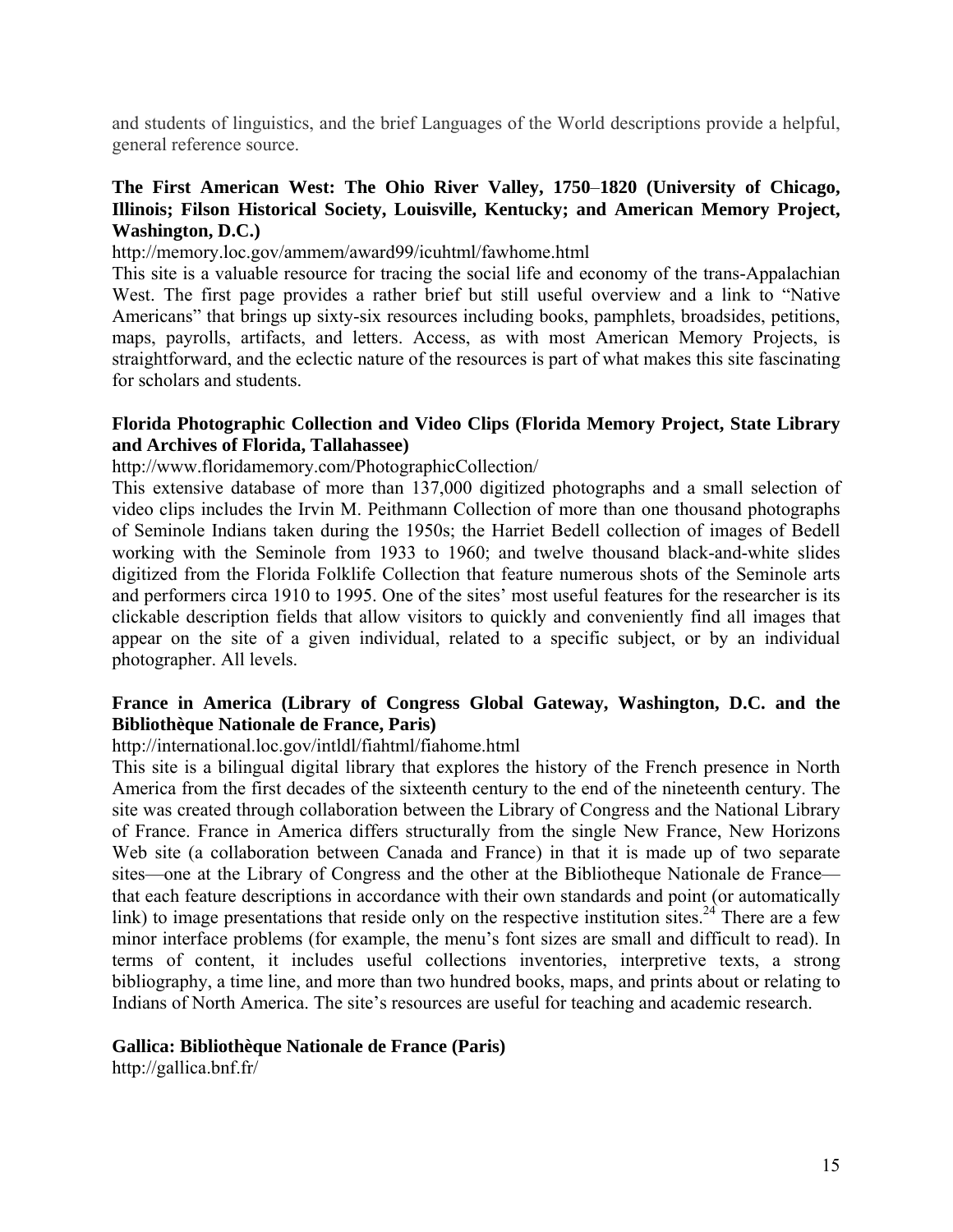and students of linguistics, and the brief Languages of the World descriptions provide a helpful, general reference source.

**The First American West: The Ohio River Valley, 1750–1820 (University of Chicago, Illinois; Filson Historical Society, Louisville, Kentucky; and American Memory Project, Washington, D.C.)**

http://memory.loc.gov/ammem/award99/icuhtml/fawhome.html

This site is a valuable resource for tracing the social life and economy of the trans-Appalachian West. The first page provides a rather brief but still useful overview and a link to "Native Americans" that brings up sixty-six resources including books, pamphlets, broadsides, petitions, maps, payrolls, artifacts, and letters. Access, as with most American Memory Projects, is straightforward, and the eclectic nature of the resources is part of what makes this site fascinating for scholars and students.

**Florida Photographic Collection and Video Clips (Florida Memory Project, State Library and Archives of Florida, Tallahassee)**

http://www.floridamemory.com/PhotographicCollection/

This extensive database of more than 137,000 digitized photographs and a small selection of video clips includes the Irvin M. Peithmann Collection of more than one thousand photographs of Seminole Indians taken during the 1950s; the Harriet Bedell collection of images of Bedell working with the Seminole from 1933 to 1960; and twelve thousand black-and-white slides digitized from the Florida Folklife Collection that feature numerous shots of the Seminole arts and performers circa 1910 to 1995. One of the sites' most useful features for the researcher is its clickable description fields that allow visitors to quickly and conveniently find all images that appear on the site of a given individual, related to a specific subject, or by an individual photographer. All levels.

**France in America (Library of Congress Global Gateway, Washington, D.C. and the Bibliothèque Nationale de France, Paris)**

http://international.loc.gov/intldl/fiahtml/fiahome.html

This site is a bilingual digital library that explores the history of the French presence in North America from the first decades of the sixteenth century to the end of the nineteenth century. The site was created through collaboration between the Library of Congress and the National Library of France. France in America differs structurally from the single New France, New Horizons Web site (a collaboration between Canada and France) in that it is made up of two separate sites—one at the Library of Congress and the other at the Bibliotheque Nationale de France—that each feature descriptions in accordance with their own standards and point (or automatically link) to image presentations that reside only on the respective institution sites.[24] There are a few minor interface problems (for example, the menu's font sizes are small and difficult to read). In terms of content, it includes useful collections inventories, interpretive texts, a strong bibliography, a time line, and more than two hundred books, maps, and prints about or relating to Indians of North America. The site's resources are useful for teaching and academic research.

**Gallica: Bibliothèque Nationale de France (Paris)**

http://gallica.bnf.fr/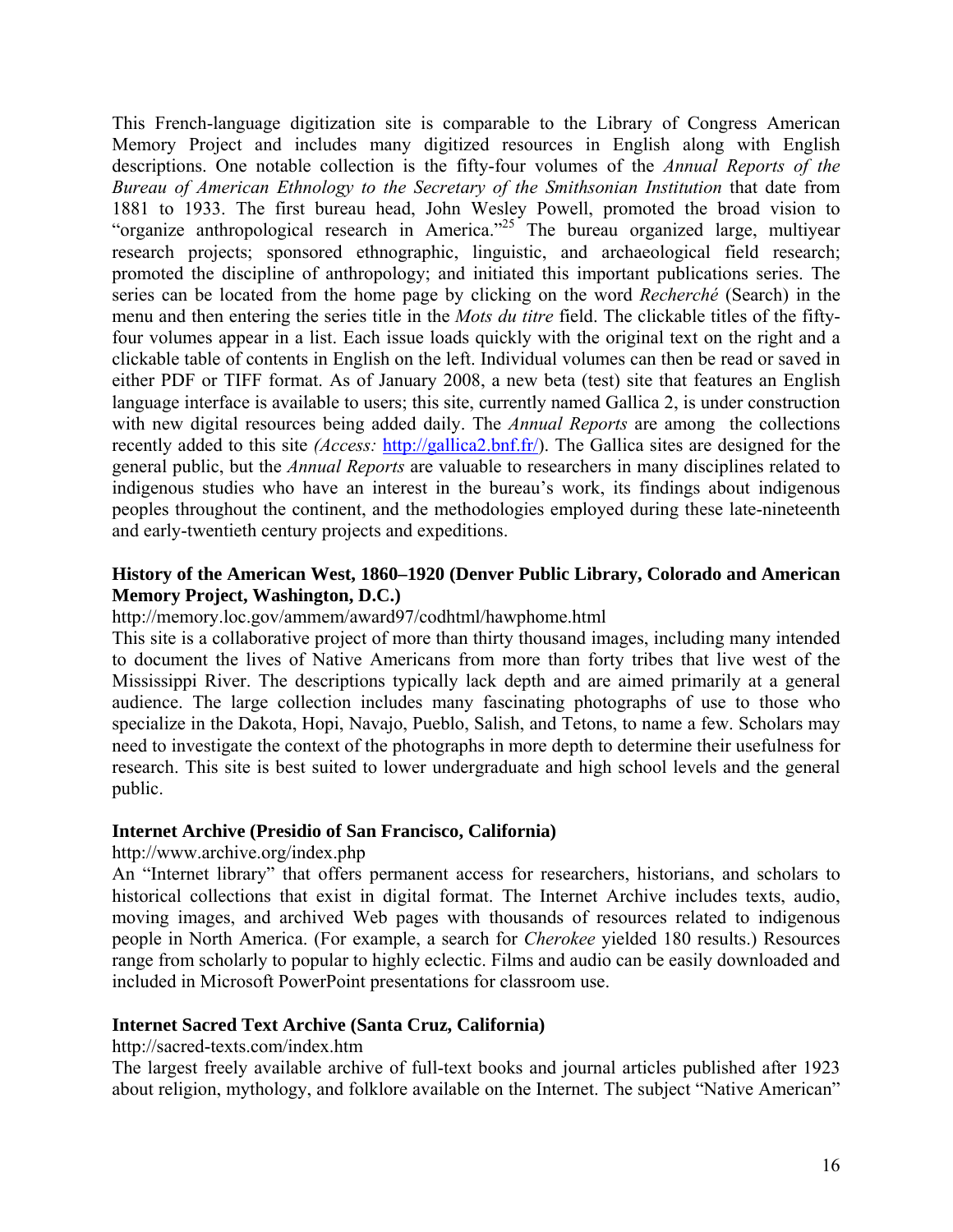This French-language digitization site is comparable to the Library of Congress American Memory Project and includes many digitized resources in English along with English descriptions. One notable collection is the fifty-four volumes of the *Annual Reports of the Bureau of American Ethnology to the Secretary of the Smithsonian Institution* that date from 1881 to 1933. The first bureau head, John Wesley Powell, promoted the broad vision to "organize anthropological research in America."[25] The bureau organized large, multiyear research projects; sponsored ethnographic, linguistic, and archaeological field research; promoted the discipline of anthropology; and initiated this important publications series. The series can be located from the home page by clicking on the word *Recherché* (Search) in the menu and then entering the series title in the *Mots du titre* field. The clickable titles of the fifty-four volumes appear in a list. Each issue loads quickly with the original text on the right and a clickable table of contents in English on the left. Individual volumes can then be read or saved in either PDF or TIFF format. As of January 2008, a new beta (test) site that features an English language interface is available to users; this site, currently named Gallica 2, is under construction with new digital resources being added daily. The *Annual Reports* are among the collections recently added to this site *(Access:* http://gallica2.bnf.fr/). The Gallica sites are designed for the general public, but the *Annual Reports* are valuable to researchers in many disciplines related to indigenous studies who have an interest in the bureau's work, its findings about indigenous peoples throughout the continent, and the methodologies employed during these late-nineteenth and early-twentieth century projects and expeditions.

**History of the American West, 1860–1920 (Denver Public Library, Colorado and American Memory Project, Washington, D.C.)**

http://memory.loc.gov/ammem/award97/codhtml/hawphome.html

This site is a collaborative project of more than thirty thousand images, including many intended to document the lives of Native Americans from more than forty tribes that live west of the Mississippi River. The descriptions typically lack depth and are aimed primarily at a general audience. The large collection includes many fascinating photographs of use to those who specialize in the Dakota, Hopi, Navajo, Pueblo, Salish, and Tetons, to name a few. Scholars may need to investigate the context of the photographs in more depth to determine their usefulness for research. This site is best suited to lower undergraduate and high school levels and the general public.

**Internet Archive (Presidio of San Francisco, California)**

http://www.archive.org/index.php

An "Internet library" that offers permanent access for researchers, historians, and scholars to historical collections that exist in digital format. The Internet Archive includes texts, audio, moving images, and archived Web pages with thousands of resources related to indigenous people in North America. (For example, a search for *Cherokee* yielded 180 results.) Resources range from scholarly to popular to highly eclectic. Films and audio can be easily downloaded and included in Microsoft PowerPoint presentations for classroom use.

**Internet Sacred Text Archive (Santa Cruz, California)**

http://sacred-texts.com/index.htm

The largest freely available archive of full-text books and journal articles published after 1923 about religion, mythology, and folklore available on the Internet. The subject "Native American"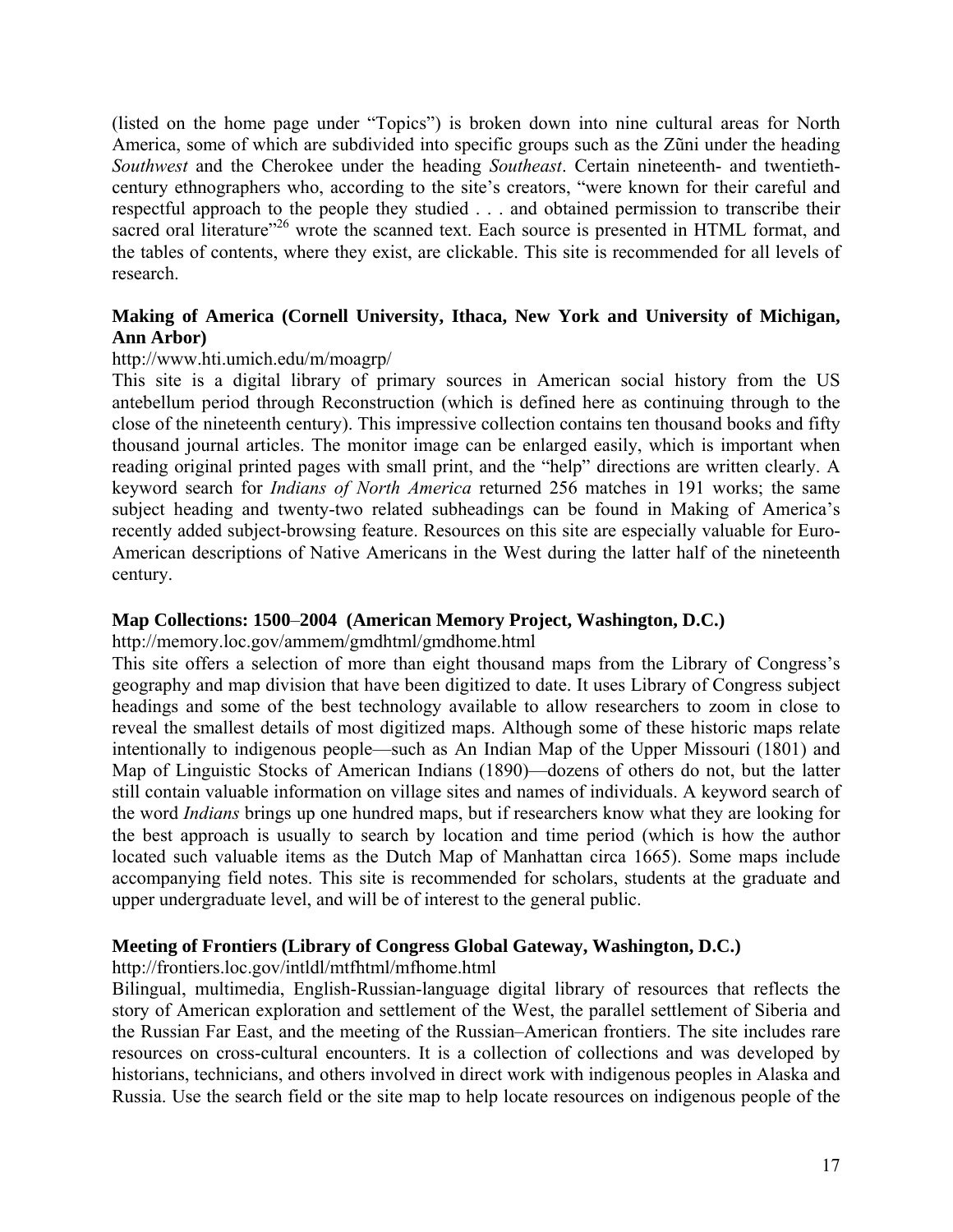(listed on the home page under "Topics") is broken down into nine cultural areas for North America, some of which are subdivided into specific groups such as the Zũni under the heading *Southwest* and the Cherokee under the heading *Southeast*. Certain nineteenth- and twentieth-century ethnographers who, according to the site's creators, "were known for their careful and respectful approach to the people they studied . . . and obtained permission to transcribe their sacred oral literature"[26] wrote the scanned text. Each source is presented in HTML format, and the tables of contents, where they exist, are clickable. This site is recommended for all levels of research.

**Making of America (Cornell University, Ithaca, New York and University of Michigan, Ann Arbor)**

http://www.hti.umich.edu/m/moagrp/

This site is a digital library of primary sources in American social history from the US antebellum period through Reconstruction (which is defined here as continuing through to the close of the nineteenth century). This impressive collection contains ten thousand books and fifty thousand journal articles. The monitor image can be enlarged easily, which is important when reading original printed pages with small print, and the "help" directions are written clearly. A keyword search for *Indians of North America* returned 256 matches in 191 works; the same subject heading and twenty-two related subheadings can be found in Making of America's recently added subject-browsing feature. Resources on this site are especially valuable for Euro-American descriptions of Native Americans in the West during the latter half of the nineteenth century.

**Map Collections: 1500–2004 (American Memory Project, Washington, D.C.)**

http://memory.loc.gov/ammem/gmdhtml/gmdhome.html

This site offers a selection of more than eight thousand maps from the Library of Congress's geography and map division that have been digitized to date. It uses Library of Congress subject headings and some of the best technology available to allow researchers to zoom in close to reveal the smallest details of most digitized maps. Although some of these historic maps relate intentionally to indigenous people—such as An Indian Map of the Upper Missouri (1801) and Map of Linguistic Stocks of American Indians (1890)—dozens of others do not, but the latter still contain valuable information on village sites and names of individuals. A keyword search of the word *Indians* brings up one hundred maps, but if researchers know what they are looking for the best approach is usually to search by location and time period (which is how the author located such valuable items as the Dutch Map of Manhattan circa 1665). Some maps include accompanying field notes. This site is recommended for scholars, students at the graduate and upper undergraduate level, and will be of interest to the general public.

**Meeting of Frontiers (Library of Congress Global Gateway, Washington, D.C.)**

http://frontiers.loc.gov/intldl/mtfhtml/mfhome.html

Bilingual, multimedia, English-Russian-language digital library of resources that reflects the story of American exploration and settlement of the West, the parallel settlement of Siberia and the Russian Far East, and the meeting of the Russian–American frontiers. The site includes rare resources on cross-cultural encounters. It is a collection of collections and was developed by historians, technicians, and others involved in direct work with indigenous peoples in Alaska and Russia. Use the search field or the site map to help locate resources on indigenous people of the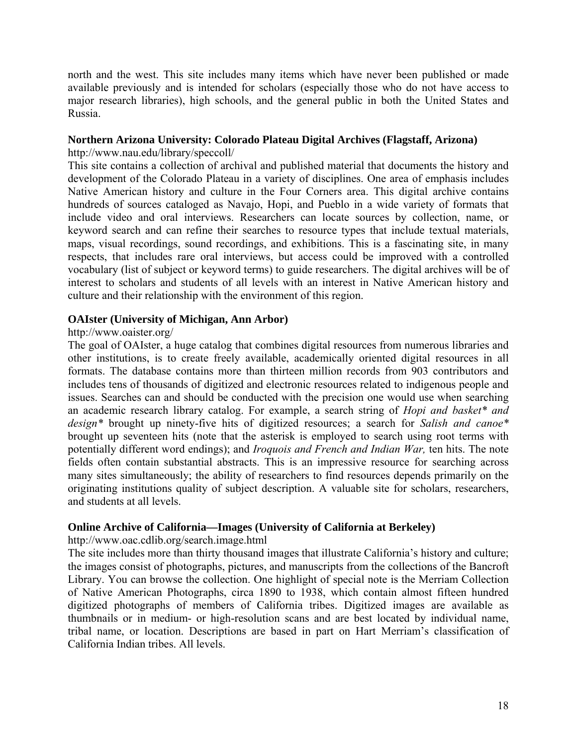north and the west. This site includes many items which have never been published or made available previously and is intended for scholars (especially those who do not have access to major research libraries), high schools, and the general public in both the United States and Russia.

**Northern Arizona University: Colorado Plateau Digital Archives (Flagstaff, Arizona)**
http://www.nau.edu/library/speccoll/
This site contains a collection of archival and published material that documents the history and development of the Colorado Plateau in a variety of disciplines. One area of emphasis includes Native American history and culture in the Four Corners area. This digital archive contains hundreds of sources cataloged as Navajo, Hopi, and Pueblo in a wide variety of formats that include video and oral interviews. Researchers can locate sources by collection, name, or keyword search and can refine their searches to resource types that include textual materials, maps, visual recordings, sound recordings, and exhibitions. This is a fascinating site, in many respects, that includes rare oral interviews, but access could be improved with a controlled vocabulary (list of subject or keyword terms) to guide researchers. The digital archives will be of interest to scholars and students of all levels with an interest in Native American history and culture and their relationship with the environment of this region.

**OAIster (University of Michigan, Ann Arbor)**
http://www.oaister.org/
The goal of OAIster, a huge catalog that combines digital resources from numerous libraries and other institutions, is to create freely available, academically oriented digital resources in all formats. The database contains more than thirteen million records from 903 contributors and includes tens of thousands of digitized and electronic resources related to indigenous people and issues. Searches can and should be conducted with the precision one would use when searching an academic research library catalog. For example, a search string of *Hopi and basket\* and design\** brought up ninety-five hits of digitized resources; a search for *Salish and canoe\** brought up seventeen hits (note that the asterisk is employed to search using root terms with potentially different word endings); and *Iroquois and French and Indian War,* ten hits. The note fields often contain substantial abstracts. This is an impressive resource for searching across many sites simultaneously; the ability of researchers to find resources depends primarily on the originating institutions quality of subject description. A valuable site for scholars, researchers, and students at all levels.

**Online Archive of California—Images (University of California at Berkeley)**
http://www.oac.cdlib.org/search.image.html
The site includes more than thirty thousand images that illustrate California's history and culture; the images consist of photographs, pictures, and manuscripts from the collections of the Bancroft Library. You can browse the collection. One highlight of special note is the Merriam Collection of Native American Photographs, circa 1890 to 1938, which contain almost fifteen hundred digitized photographs of members of California tribes. Digitized images are available as thumbnails or in medium- or high-resolution scans and are best located by individual name, tribal name, or location. Descriptions are based in part on Hart Merriam's classification of California Indian tribes. All levels.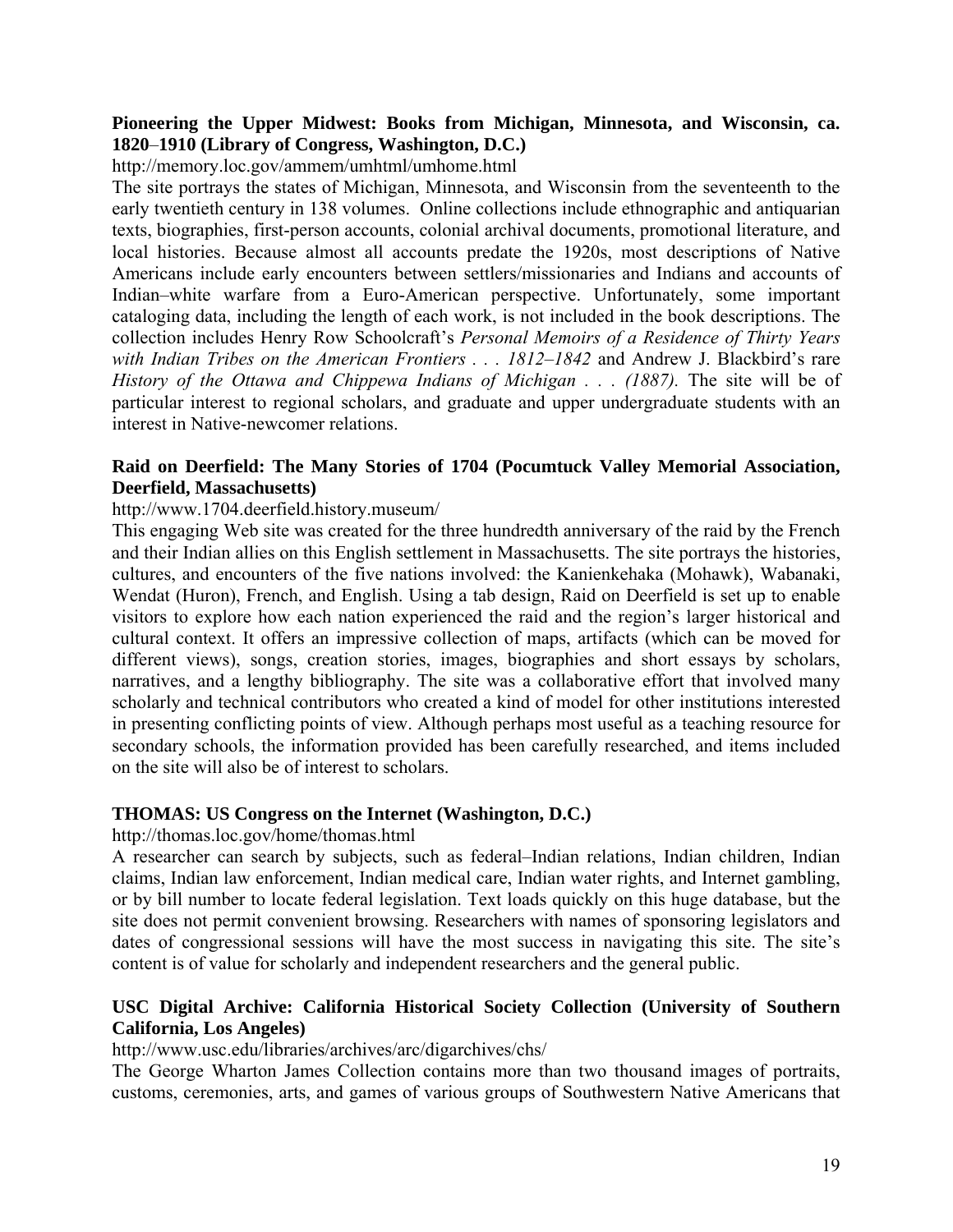**Pioneering the Upper Midwest: Books from Michigan, Minnesota, and Wisconsin, ca. 1820–1910 (Library of Congress, Washington, D.C.)**

http://memory.loc.gov/ammem/umhtml/umhome.html

The site portrays the states of Michigan, Minnesota, and Wisconsin from the seventeenth to the early twentieth century in 138 volumes. Online collections include ethnographic and antiquarian texts, biographies, first-person accounts, colonial archival documents, promotional literature, and local histories. Because almost all accounts predate the 1920s, most descriptions of Native Americans include early encounters between settlers/missionaries and Indians and accounts of Indian–white warfare from a Euro-American perspective. Unfortunately, some important cataloging data, including the length of each work, is not included in the book descriptions. The collection includes Henry Row Schoolcraft's *Personal Memoirs of a Residence of Thirty Years with Indian Tribes on the American Frontiers . . . 1812–1842* and Andrew J. Blackbird's rare *History of the Ottawa and Chippewa Indians of Michigan . . . (1887).* The site will be of particular interest to regional scholars, and graduate and upper undergraduate students with an interest in Native-newcomer relations.

**Raid on Deerfield: The Many Stories of 1704 (Pocumtuck Valley Memorial Association, Deerfield, Massachusetts)**

http://www.1704.deerfield.history.museum/

This engaging Web site was created for the three hundredth anniversary of the raid by the French and their Indian allies on this English settlement in Massachusetts. The site portrays the histories, cultures, and encounters of the five nations involved: the Kanienkehaka (Mohawk), Wabanaki, Wendat (Huron), French, and English. Using a tab design, Raid on Deerfield is set up to enable visitors to explore how each nation experienced the raid and the region's larger historical and cultural context. It offers an impressive collection of maps, artifacts (which can be moved for different views), songs, creation stories, images, biographies and short essays by scholars, narratives, and a lengthy bibliography. The site was a collaborative effort that involved many scholarly and technical contributors who created a kind of model for other institutions interested in presenting conflicting points of view. Although perhaps most useful as a teaching resource for secondary schools, the information provided has been carefully researched, and items included on the site will also be of interest to scholars.

**THOMAS: US Congress on the Internet (Washington, D.C.)**

http://thomas.loc.gov/home/thomas.html

A researcher can search by subjects, such as federal–Indian relations, Indian children, Indian claims, Indian law enforcement, Indian medical care, Indian water rights, and Internet gambling, or by bill number to locate federal legislation. Text loads quickly on this huge database, but the site does not permit convenient browsing. Researchers with names of sponsoring legislators and dates of congressional sessions will have the most success in navigating this site. The site's content is of value for scholarly and independent researchers and the general public.

**USC Digital Archive: California Historical Society Collection (University of Southern California, Los Angeles)**

http://www.usc.edu/libraries/archives/arc/digarchives/chs/

The George Wharton James Collection contains more than two thousand images of portraits, customs, ceremonies, arts, and games of various groups of Southwestern Native Americans that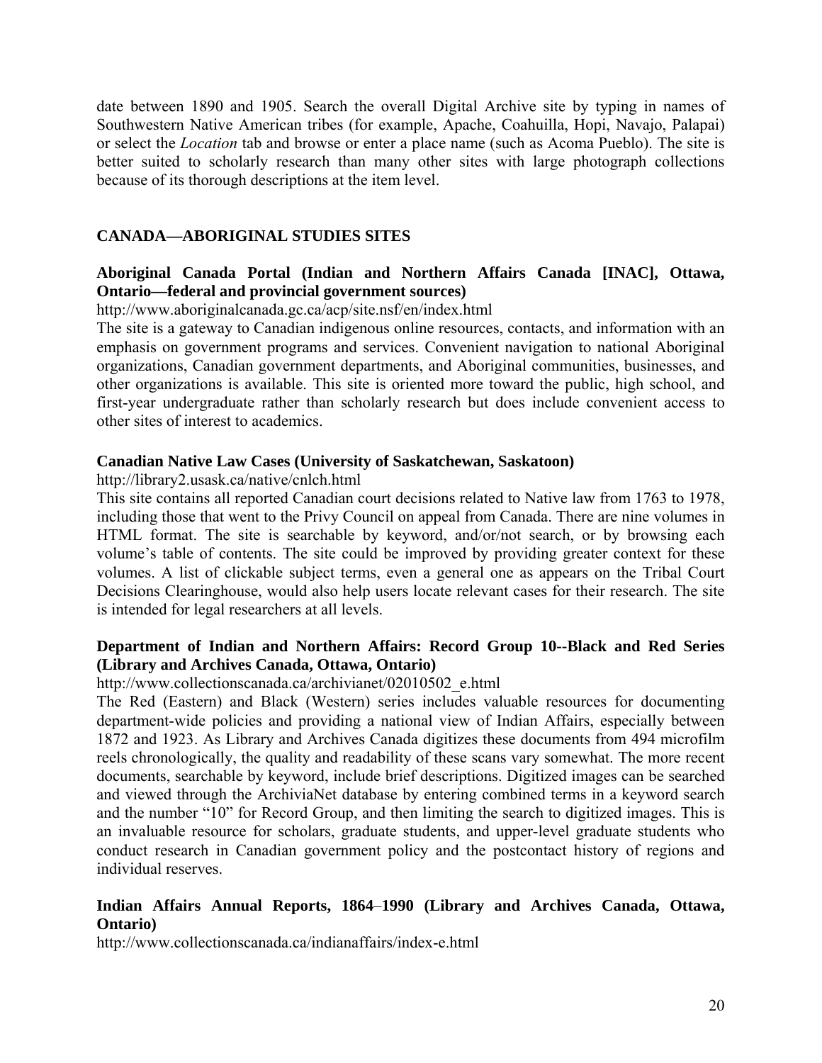date between 1890 and 1905. Search the overall Digital Archive site by typing in names of Southwestern Native American tribes (for example, Apache, Coahuilla, Hopi, Navajo, Palapai) or select the *Location* tab and browse or enter a place name (such as Acoma Pueblo). The site is better suited to scholarly research than many other sites with large photograph collections because of its thorough descriptions at the item level.

## CANADA—ABORIGINAL STUDIES SITES

### Aboriginal Canada Portal (Indian and Northern Affairs Canada [INAC], Ottawa, Ontario—federal and provincial government sources)

http://www.aboriginalcanada.gc.ca/acp/site.nsf/en/index.html

The site is a gateway to Canadian indigenous online resources, contacts, and information with an emphasis on government programs and services. Convenient navigation to national Aboriginal organizations, Canadian government departments, and Aboriginal communities, businesses, and other organizations is available. This site is oriented more toward the public, high school, and first-year undergraduate rather than scholarly research but does include convenient access to other sites of interest to academics.

### Canadian Native Law Cases (University of Saskatchewan, Saskatoon)

http://library2.usask.ca/native/cnlch.html

This site contains all reported Canadian court decisions related to Native law from 1763 to 1978, including those that went to the Privy Council on appeal from Canada. There are nine volumes in HTML format. The site is searchable by keyword, and/or/not search, or by browsing each volume's table of contents. The site could be improved by providing greater context for these volumes. A list of clickable subject terms, even a general one as appears on the Tribal Court Decisions Clearinghouse, would also help users locate relevant cases for their research. The site is intended for legal researchers at all levels.

### Department of Indian and Northern Affairs: Record Group 10--Black and Red Series (Library and Archives Canada, Ottawa, Ontario)

http://www.collectionscanada.ca/archivianet/02010502_e.html

The Red (Eastern) and Black (Western) series includes valuable resources for documenting department-wide policies and providing a national view of Indian Affairs, especially between 1872 and 1923. As Library and Archives Canada digitizes these documents from 494 microfilm reels chronologically, the quality and readability of these scans vary somewhat. The more recent documents, searchable by keyword, include brief descriptions. Digitized images can be searched and viewed through the ArchiviaNet database by entering combined terms in a keyword search and the number "10" for Record Group, and then limiting the search to digitized images. This is an invaluable resource for scholars, graduate students, and upper-level graduate students who conduct research in Canadian government policy and the postcontact history of regions and individual reserves.

### Indian Affairs Annual Reports, 1864–1990 (Library and Archives Canada, Ottawa, Ontario)

http://www.collectionscanada.ca/indianaffairs/index-e.html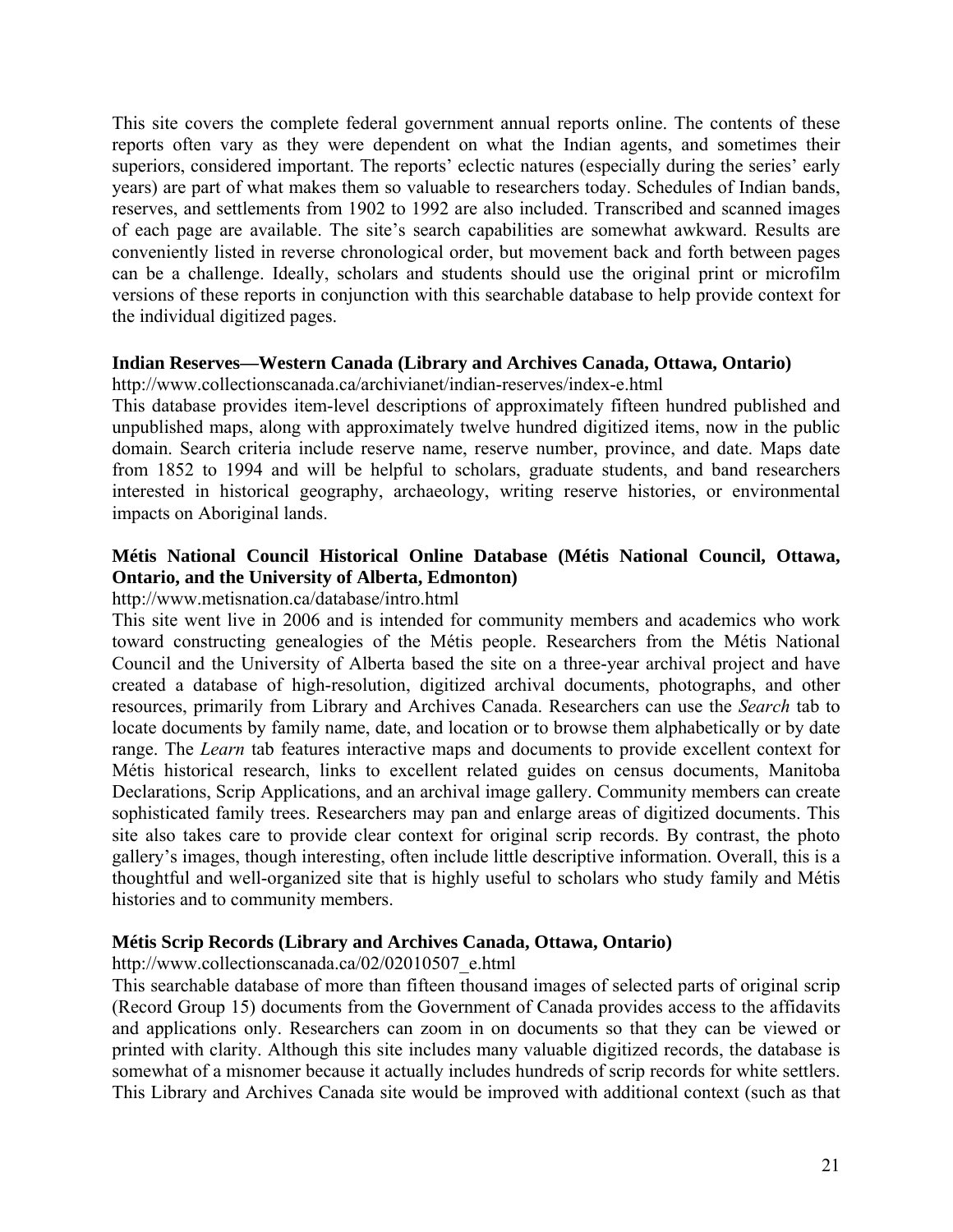This site covers the complete federal government annual reports online. The contents of these reports often vary as they were dependent on what the Indian agents, and sometimes their superiors, considered important. The reports' eclectic natures (especially during the series' early years) are part of what makes them so valuable to researchers today. Schedules of Indian bands, reserves, and settlements from 1902 to 1992 are also included. Transcribed and scanned images of each page are available. The site's search capabilities are somewhat awkward. Results are conveniently listed in reverse chronological order, but movement back and forth between pages can be a challenge. Ideally, scholars and students should use the original print or microfilm versions of these reports in conjunction with this searchable database to help provide context for the individual digitized pages.

**Indian Reserves—Western Canada (Library and Archives Canada, Ottawa, Ontario)**

http://www.collectionscanada.ca/archivianet/indian-reserves/index-e.html

This database provides item-level descriptions of approximately fifteen hundred published and unpublished maps, along with approximately twelve hundred digitized items, now in the public domain. Search criteria include reserve name, reserve number, province, and date. Maps date from 1852 to 1994 and will be helpful to scholars, graduate students, and band researchers interested in historical geography, archaeology, writing reserve histories, or environmental impacts on Aboriginal lands.

**Métis National Council Historical Online Database (Métis National Council, Ottawa, Ontario, and the University of Alberta, Edmonton)**

http://www.metisnation.ca/database/intro.html

This site went live in 2006 and is intended for community members and academics who work toward constructing genealogies of the Métis people. Researchers from the Métis National Council and the University of Alberta based the site on a three-year archival project and have created a database of high-resolution, digitized archival documents, photographs, and other resources, primarily from Library and Archives Canada. Researchers can use the *Search* tab to locate documents by family name, date, and location or to browse them alphabetically or by date range. The *Learn* tab features interactive maps and documents to provide excellent context for Métis historical research, links to excellent related guides on census documents, Manitoba Declarations, Scrip Applications, and an archival image gallery. Community members can create sophisticated family trees. Researchers may pan and enlarge areas of digitized documents. This site also takes care to provide clear context for original scrip records. By contrast, the photo gallery's images, though interesting, often include little descriptive information. Overall, this is a thoughtful and well-organized site that is highly useful to scholars who study family and Métis histories and to community members.

**Métis Scrip Records (Library and Archives Canada, Ottawa, Ontario)**

http://www.collectionscanada.ca/02/02010507_e.html

This searchable database of more than fifteen thousand images of selected parts of original scrip (Record Group 15) documents from the Government of Canada provides access to the affidavits and applications only. Researchers can zoom in on documents so that they can be viewed or printed with clarity. Although this site includes many valuable digitized records, the database is somewhat of a misnomer because it actually includes hundreds of scrip records for white settlers. This Library and Archives Canada site would be improved with additional context (such as that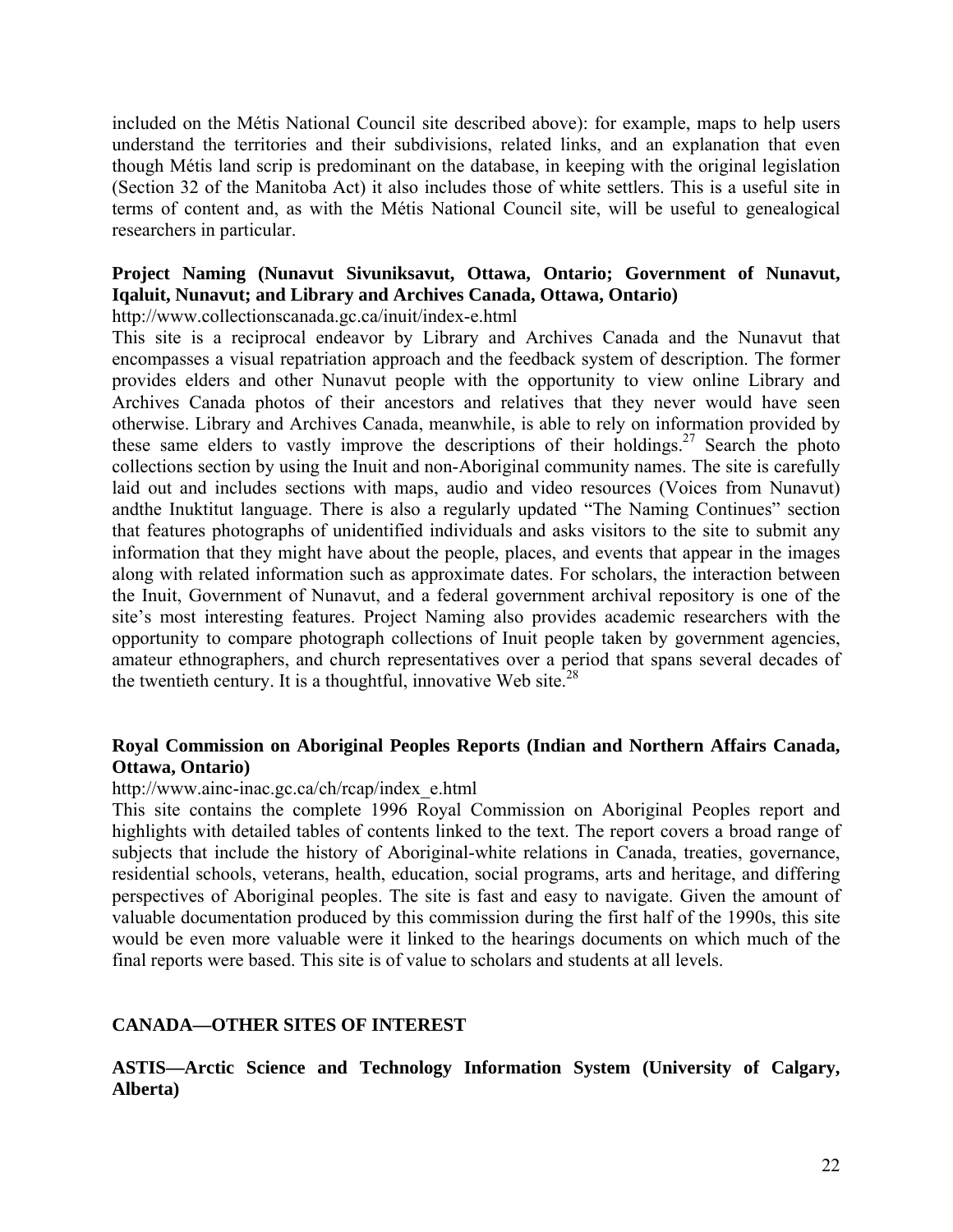included on the Métis National Council site described above): for example, maps to help users understand the territories and their subdivisions, related links, and an explanation that even though Métis land scrip is predominant on the database, in keeping with the original legislation (Section 32 of the Manitoba Act) it also includes those of white settlers. This is a useful site in terms of content and, as with the Métis National Council site, will be useful to genealogical researchers in particular.

**Project Naming (Nunavut Sivuniksavut, Ottawa, Ontario; Government of Nunavut, Iqaluit, Nunavut; and Library and Archives Canada, Ottawa, Ontario)**

http://www.collectionscanada.gc.ca/inuit/index-e.html

This site is a reciprocal endeavor by Library and Archives Canada and the Nunavut that encompasses a visual repatriation approach and the feedback system of description. The former provides elders and other Nunavut people with the opportunity to view online Library and Archives Canada photos of their ancestors and relatives that they never would have seen otherwise. Library and Archives Canada, meanwhile, is able to rely on information provided by these same elders to vastly improve the descriptions of their holdings.[27] Search the photo collections section by using the Inuit and non-Aboriginal community names. The site is carefully laid out and includes sections with maps, audio and video resources (Voices from Nunavut) andthe Inuktitut language. There is also a regularly updated "The Naming Continues" section that features photographs of unidentified individuals and asks visitors to the site to submit any information that they might have about the people, places, and events that appear in the images along with related information such as approximate dates. For scholars, the interaction between the Inuit, Government of Nunavut, and a federal government archival repository is one of the site's most interesting features. Project Naming also provides academic researchers with the opportunity to compare photograph collections of Inuit people taken by government agencies, amateur ethnographers, and church representatives over a period that spans several decades of the twentieth century. It is a thoughtful, innovative Web site.[28]

**Royal Commission on Aboriginal Peoples Reports (Indian and Northern Affairs Canada, Ottawa, Ontario)**

http://www.ainc-inac.gc.ca/ch/rcap/index_e.html

This site contains the complete 1996 Royal Commission on Aboriginal Peoples report and highlights with detailed tables of contents linked to the text. The report covers a broad range of subjects that include the history of Aboriginal-white relations in Canada, treaties, governance, residential schools, veterans, health, education, social programs, arts and heritage, and differing perspectives of Aboriginal peoples. The site is fast and easy to navigate. Given the amount of valuable documentation produced by this commission during the first half of the 1990s, this site would be even more valuable were it linked to the hearings documents on which much of the final reports were based. This site is of value to scholars and students at all levels.

## CANADA—OTHER SITES OF INTEREST

**ASTIS—Arctic Science and Technology Information System (University of Calgary, Alberta)**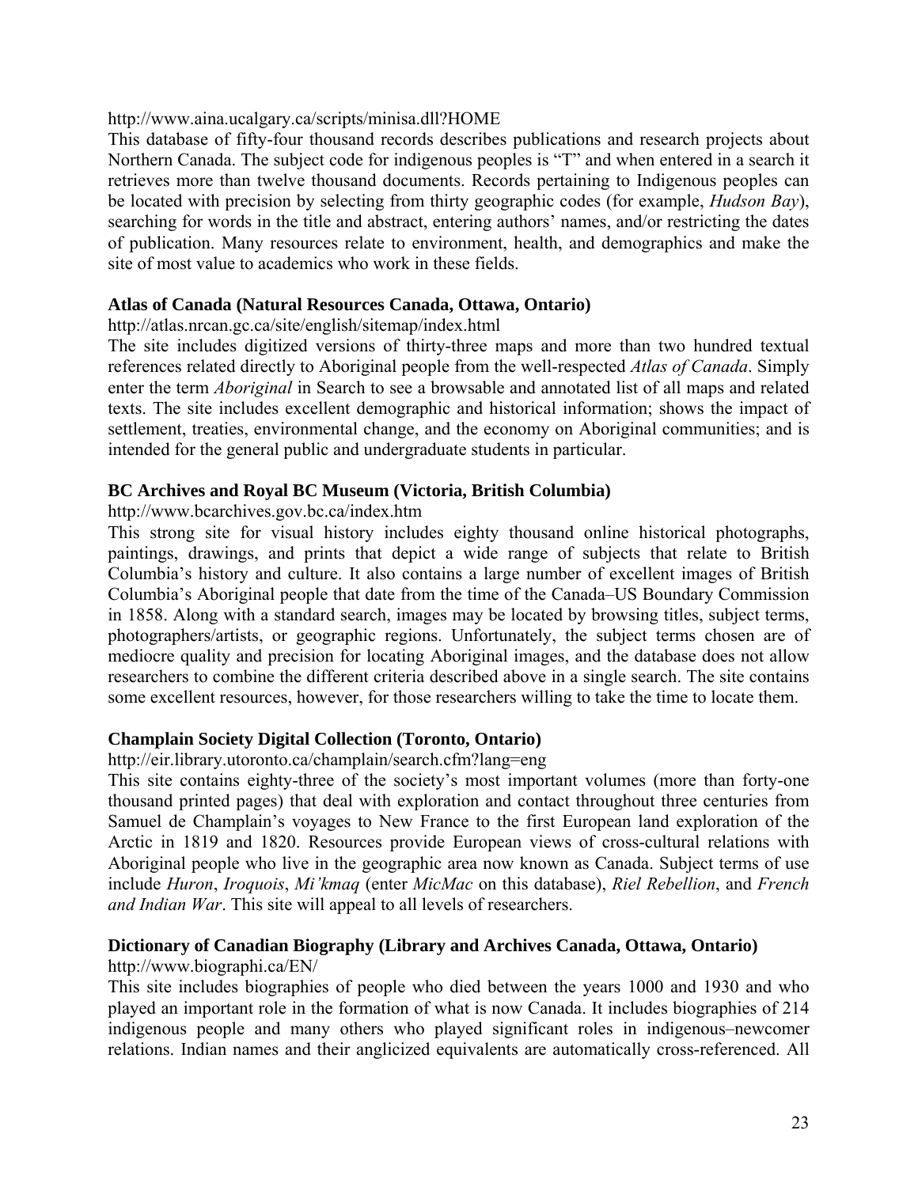http://www.aina.ucalgary.ca/scripts/minisa.dll?HOME

This database of fifty-four thousand records describes publications and research projects about Northern Canada. The subject code for indigenous peoples is "T" and when entered in a search it retrieves more than twelve thousand documents. Records pertaining to Indigenous peoples can be located with precision by selecting from thirty geographic codes (for example, *Hudson Bay*), searching for words in the title and abstract, entering authors' names, and/or restricting the dates of publication. Many resources relate to environment, health, and demographics and make the site of most value to academics who work in these fields.

**Atlas of Canada (Natural Resources Canada, Ottawa, Ontario)**

http://atlas.nrcan.gc.ca/site/english/sitemap/index.html

The site includes digitized versions of thirty-three maps and more than two hundred textual references related directly to Aboriginal people from the well-respected *Atlas of Canada*. Simply enter the term *Aboriginal* in Search to see a browsable and annotated list of all maps and related texts. The site includes excellent demographic and historical information; shows the impact of settlement, treaties, environmental change, and the economy on Aboriginal communities; and is intended for the general public and undergraduate students in particular.

**BC Archives and Royal BC Museum (Victoria, British Columbia)**

http://www.bcarchives.gov.bc.ca/index.htm

This strong site for visual history includes eighty thousand online historical photographs, paintings, drawings, and prints that depict a wide range of subjects that relate to British Columbia's history and culture. It also contains a large number of excellent images of British Columbia's Aboriginal people that date from the time of the Canada–US Boundary Commission in 1858. Along with a standard search, images may be located by browsing titles, subject terms, photographers/artists, or geographic regions. Unfortunately, the subject terms chosen are of mediocre quality and precision for locating Aboriginal images, and the database does not allow researchers to combine the different criteria described above in a single search. The site contains some excellent resources, however, for those researchers willing to take the time to locate them.

**Champlain Society Digital Collection (Toronto, Ontario)**

http://eir.library.utoronto.ca/champlain/search.cfm?lang=eng

This site contains eighty-three of the society's most important volumes (more than forty-one thousand printed pages) that deal with exploration and contact throughout three centuries from Samuel de Champlain's voyages to New France to the first European land exploration of the Arctic in 1819 and 1820. Resources provide European views of cross-cultural relations with Aboriginal people who live in the geographic area now known as Canada. Subject terms of use include *Huron*, *Iroquois*, *Mi'kmaq* (enter *MicMac* on this database), *Riel Rebellion*, and *French and Indian War*. This site will appeal to all levels of researchers.

**Dictionary of Canadian Biography (Library and Archives Canada, Ottawa, Ontario)**

http://www.biographi.ca/EN/

This site includes biographies of people who died between the years 1000 and 1930 and who played an important role in the formation of what is now Canada. It includes biographies of 214 indigenous people and many others who played significant roles in indigenous–newcomer relations. Indian names and their anglicized equivalents are automatically cross-referenced. All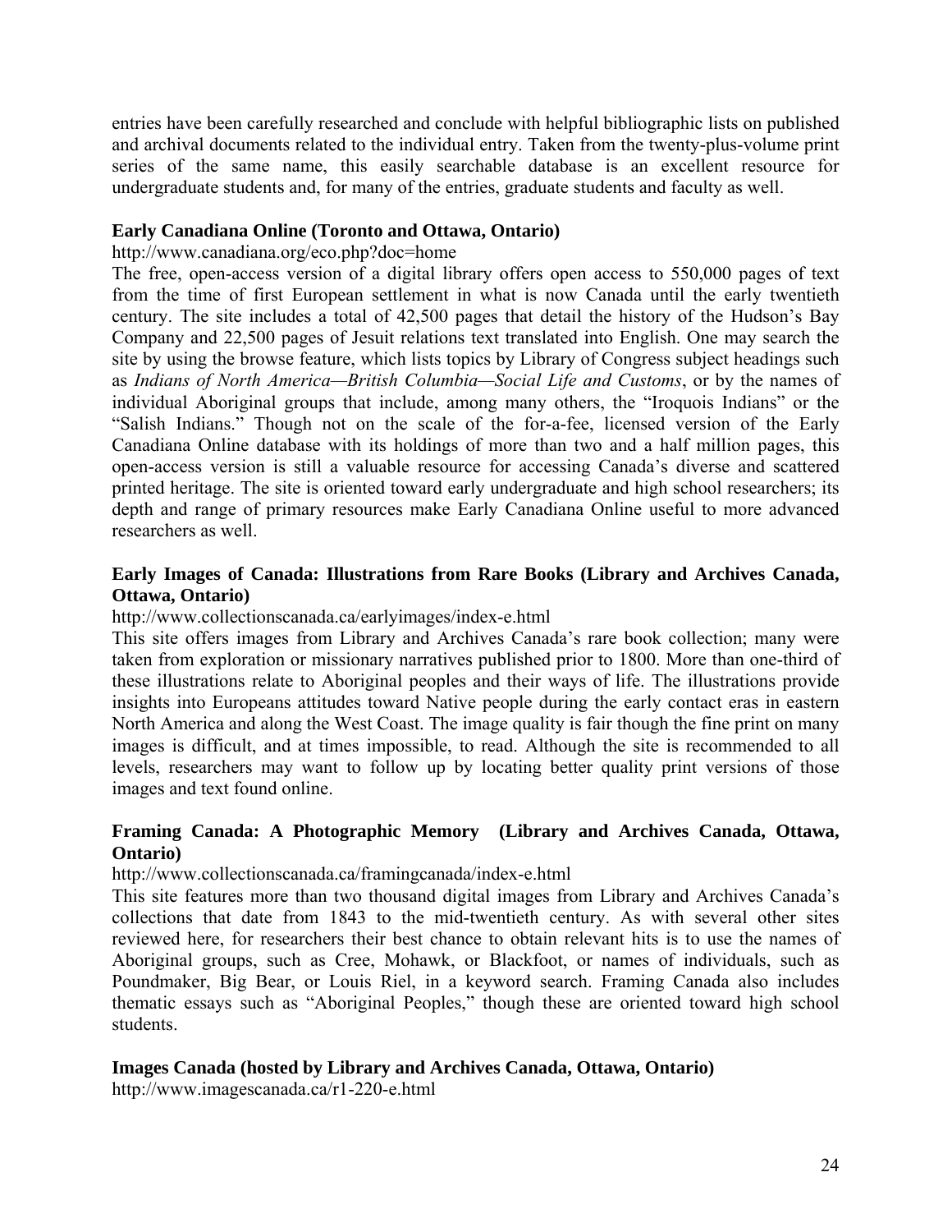entries have been carefully researched and conclude with helpful bibliographic lists on published and archival documents related to the individual entry. Taken from the twenty-plus-volume print series of the same name, this easily searchable database is an excellent resource for undergraduate students and, for many of the entries, graduate students and faculty as well.

**Early Canadiana Online (Toronto and Ottawa, Ontario)**

http://www.canadiana.org/eco.php?doc=home

The free, open-access version of a digital library offers open access to 550,000 pages of text from the time of first European settlement in what is now Canada until the early twentieth century. The site includes a total of 42,500 pages that detail the history of the Hudson's Bay Company and 22,500 pages of Jesuit relations text translated into English. One may search the site by using the browse feature, which lists topics by Library of Congress subject headings such as *Indians of North America—British Columbia—Social Life and Customs*, or by the names of individual Aboriginal groups that include, among many others, the "Iroquois Indians" or the "Salish Indians." Though not on the scale of the for-a-fee, licensed version of the Early Canadiana Online database with its holdings of more than two and a half million pages, this open-access version is still a valuable resource for accessing Canada's diverse and scattered printed heritage. The site is oriented toward early undergraduate and high school researchers; its depth and range of primary resources make Early Canadiana Online useful to more advanced researchers as well.

**Early Images of Canada: Illustrations from Rare Books (Library and Archives Canada, Ottawa, Ontario)**

http://www.collectionscanada.ca/earlyimages/index-e.html

This site offers images from Library and Archives Canada's rare book collection; many were taken from exploration or missionary narratives published prior to 1800. More than one-third of these illustrations relate to Aboriginal peoples and their ways of life. The illustrations provide insights into Europeans attitudes toward Native people during the early contact eras in eastern North America and along the West Coast. The image quality is fair though the fine print on many images is difficult, and at times impossible, to read. Although the site is recommended to all levels, researchers may want to follow up by locating better quality print versions of those images and text found online.

**Framing Canada: A Photographic Memory (Library and Archives Canada, Ottawa, Ontario)**

http://www.collectionscanada.ca/framingcanada/index-e.html

This site features more than two thousand digital images from Library and Archives Canada's collections that date from 1843 to the mid-twentieth century. As with several other sites reviewed here, for researchers their best chance to obtain relevant hits is to use the names of Aboriginal groups, such as Cree, Mohawk, or Blackfoot, or names of individuals, such as Poundmaker, Big Bear, or Louis Riel, in a keyword search. Framing Canada also includes thematic essays such as "Aboriginal Peoples," though these are oriented toward high school students.

**Images Canada (hosted by Library and Archives Canada, Ottawa, Ontario)**

http://www.imagescanada.ca/r1-220-e.html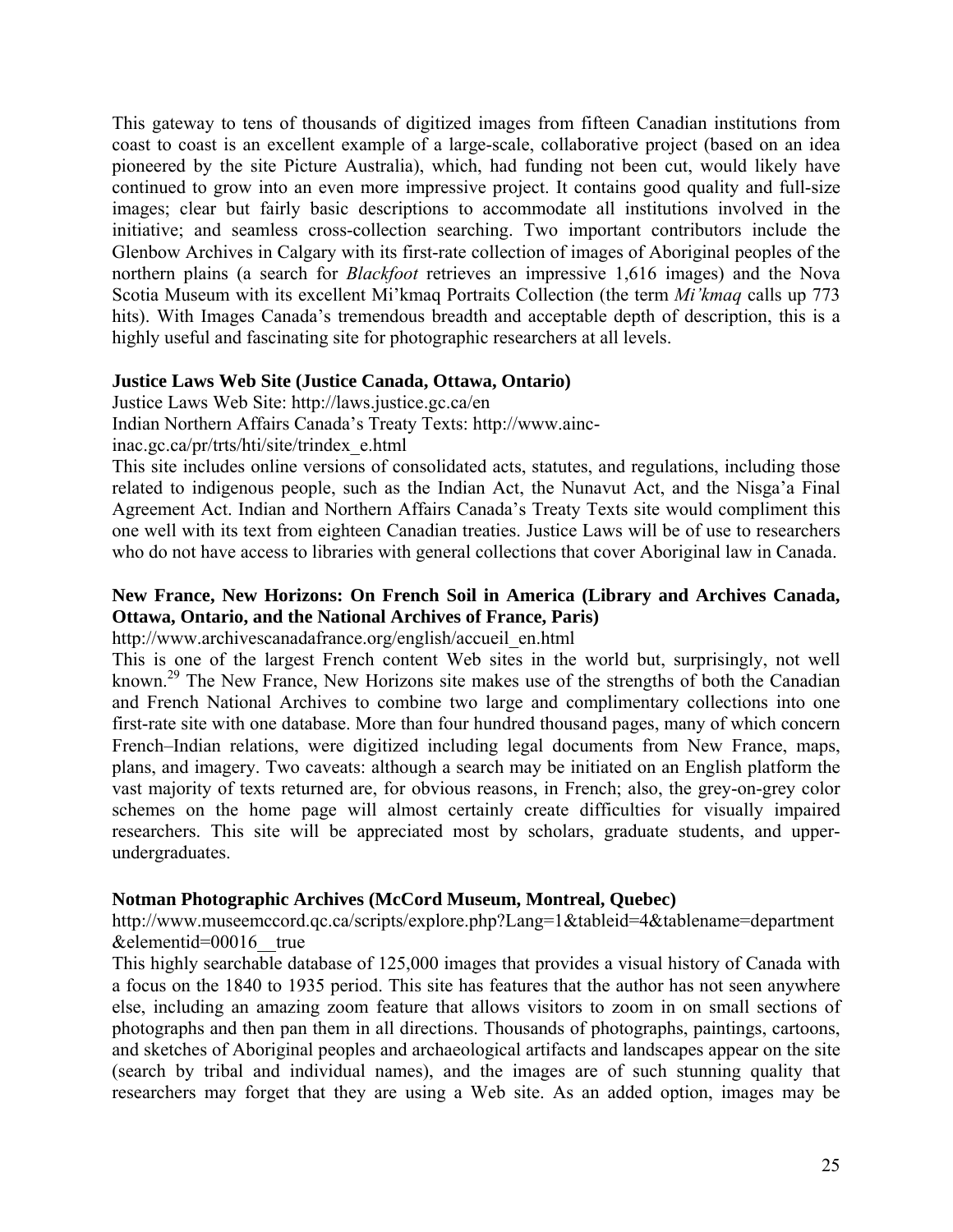This gateway to tens of thousands of digitized images from fifteen Canadian institutions from coast to coast is an excellent example of a large-scale, collaborative project (based on an idea pioneered by the site Picture Australia), which, had funding not been cut, would likely have continued to grow into an even more impressive project. It contains good quality and full-size images; clear but fairly basic descriptions to accommodate all institutions involved in the initiative; and seamless cross-collection searching. Two important contributors include the Glenbow Archives in Calgary with its first-rate collection of images of Aboriginal peoples of the northern plains (a search for *Blackfoot* retrieves an impressive 1,616 images) and the Nova Scotia Museum with its excellent Mi'kmaq Portraits Collection (the term *Mi'kmaq* calls up 773 hits). With Images Canada's tremendous breadth and acceptable depth of description, this is a highly useful and fascinating site for photographic researchers at all levels.

**Justice Laws Web Site (Justice Canada, Ottawa, Ontario)**

Justice Laws Web Site: http://laws.justice.gc.ca/en

Indian Northern Affairs Canada's Treaty Texts: http://www.ainc-inac.gc.ca/pr/trts/hti/site/trindex_e.html

This site includes online versions of consolidated acts, statutes, and regulations, including those related to indigenous people, such as the Indian Act, the Nunavut Act, and the Nisga'a Final Agreement Act. Indian and Northern Affairs Canada's Treaty Texts site would compliment this one well with its text from eighteen Canadian treaties. Justice Laws will be of use to researchers who do not have access to libraries with general collections that cover Aboriginal law in Canada.

**New France, New Horizons: On French Soil in America (Library and Archives Canada, Ottawa, Ontario, and the National Archives of France, Paris)**

http://www.archivescanadafrance.org/english/accueil_en.html

This is one of the largest French content Web sites in the world but, surprisingly, not well known.[29] The New France, New Horizons site makes use of the strengths of both the Canadian and French National Archives to combine two large and complimentary collections into one first-rate site with one database. More than four hundred thousand pages, many of which concern French–Indian relations, were digitized including legal documents from New France, maps, plans, and imagery. Two caveats: although a search may be initiated on an English platform the vast majority of texts returned are, for obvious reasons, in French; also, the grey-on-grey color schemes on the home page will almost certainly create difficulties for visually impaired researchers. This site will be appreciated most by scholars, graduate students, and upper-undergraduates.

**Notman Photographic Archives (McCord Museum, Montreal, Quebec)**

http://www.museemccord.qc.ca/scripts/explore.php?Lang=1&tableid=4&tablename=department&elementid=00016__true

This highly searchable database of 125,000 images that provides a visual history of Canada with a focus on the 1840 to 1935 period. This site has features that the author has not seen anywhere else, including an amazing zoom feature that allows visitors to zoom in on small sections of photographs and then pan them in all directions. Thousands of photographs, paintings, cartoons, and sketches of Aboriginal peoples and archaeological artifacts and landscapes appear on the site (search by tribal and individual names), and the images are of such stunning quality that researchers may forget that they are using a Web site. As an added option, images may be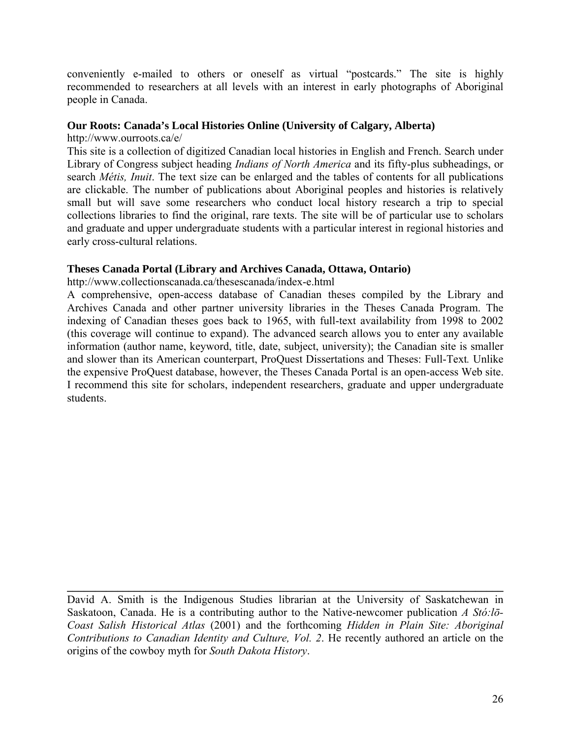conveniently e-mailed to others or oneself as virtual "postcards." The site is highly recommended to researchers at all levels with an interest in early photographs of Aboriginal people in Canada.

**Our Roots: Canada's Local Histories Online (University of Calgary, Alberta)**

http://www.ourroots.ca/e/

This site is a collection of digitized Canadian local histories in English and French. Search under Library of Congress subject heading *Indians of North America* and its fifty-plus subheadings, or search *Métis, Inuit*. The text size can be enlarged and the tables of contents for all publications are clickable. The number of publications about Aboriginal peoples and histories is relatively small but will save some researchers who conduct local history research a trip to special collections libraries to find the original, rare texts. The site will be of particular use to scholars and graduate and upper undergraduate students with a particular interest in regional histories and early cross-cultural relations.

**Theses Canada Portal (Library and Archives Canada, Ottawa, Ontario)**

http://www.collectionscanada.ca/thesescanada/index-e.html

A comprehensive, open-access database of Canadian theses compiled by the Library and Archives Canada and other partner university libraries in the Theses Canada Program. The indexing of Canadian theses goes back to 1965, with full-text availability from 1998 to 2002 (this coverage will continue to expand). The advanced search allows you to enter any available information (author name, keyword, title, date, subject, university); the Canadian site is smaller and slower than its American counterpart, ProQuest Dissertations and Theses: Full-Text*.* Unlike the expensive ProQuest database, however, the Theses Canada Portal is an open-access Web site. I recommend this site for scholars, independent researchers, graduate and upper undergraduate students.

---

David A. Smith is the Indigenous Studies librarian at the University of Saskatchewan in Saskatoon, Canada. He is a contributing author to the Native-newcomer publication *A Stó:lō-Coast Salish Historical Atlas* (2001) and the forthcoming *Hidden in Plain Site: Aboriginal Contributions to Canadian Identity and Culture, Vol. 2*. He recently authored an article on the origins of the cowboy myth for *South Dakota History*.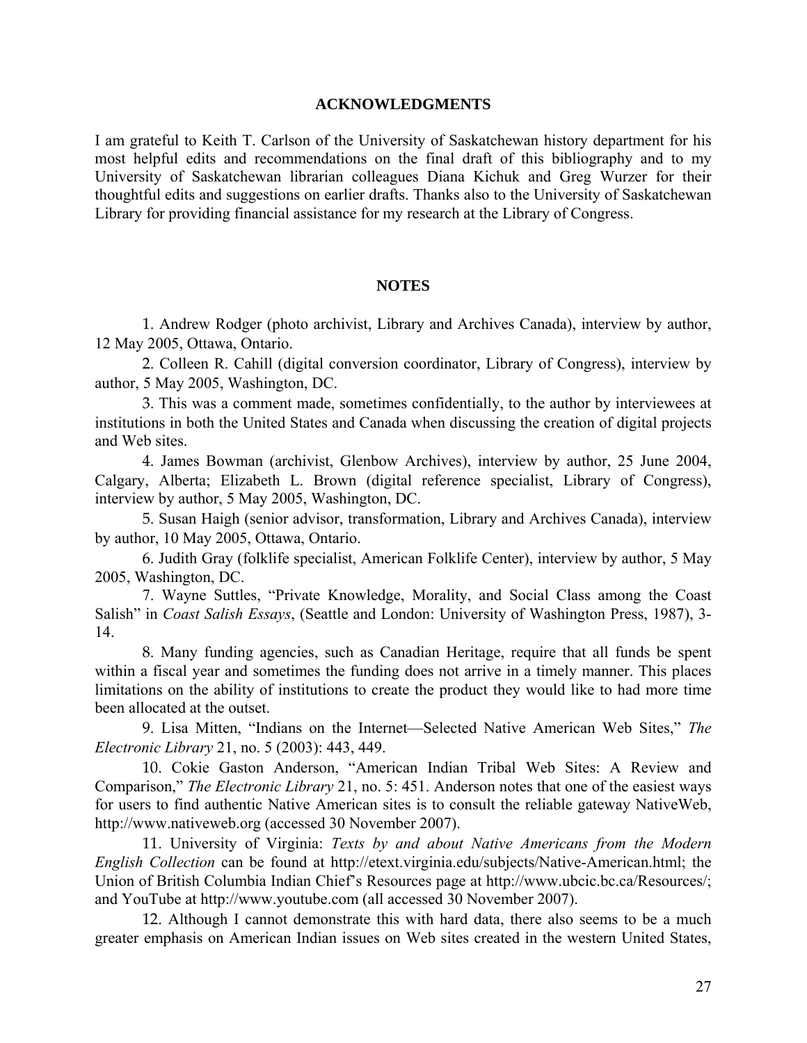## ACKNOWLEDGMENTS

I am grateful to Keith T. Carlson of the University of Saskatchewan history department for his most helpful edits and recommendations on the final draft of this bibliography and to my University of Saskatchewan librarian colleagues Diana Kichuk and Greg Wurzer for their thoughtful edits and suggestions on earlier drafts. Thanks also to the University of Saskatchewan Library for providing financial assistance for my research at the Library of Congress.

## NOTES

1. Andrew Rodger (photo archivist, Library and Archives Canada), interview by author, 12 May 2005, Ottawa, Ontario.

2. Colleen R. Cahill (digital conversion coordinator, Library of Congress), interview by author, 5 May 2005, Washington, DC.

3. This was a comment made, sometimes confidentially, to the author by interviewees at institutions in both the United States and Canada when discussing the creation of digital projects and Web sites.

4. James Bowman (archivist, Glenbow Archives), interview by author, 25 June 2004, Calgary, Alberta; Elizabeth L. Brown (digital reference specialist, Library of Congress), interview by author, 5 May 2005, Washington, DC.

5. Susan Haigh (senior advisor, transformation, Library and Archives Canada), interview by author, 10 May 2005, Ottawa, Ontario.

6. Judith Gray (folklife specialist, American Folklife Center), interview by author, 5 May 2005, Washington, DC.

7. Wayne Suttles, "Private Knowledge, Morality, and Social Class among the Coast Salish" in *Coast Salish Essays*, (Seattle and London: University of Washington Press, 1987), 3-14.

8. Many funding agencies, such as Canadian Heritage, require that all funds be spent within a fiscal year and sometimes the funding does not arrive in a timely manner. This places limitations on the ability of institutions to create the product they would like to had more time been allocated at the outset.

9. Lisa Mitten, "Indians on the Internet—Selected Native American Web Sites," *The Electronic Library* 21, no. 5 (2003): 443, 449.

10. Cokie Gaston Anderson, "American Indian Tribal Web Sites: A Review and Comparison," *The Electronic Library* 21, no. 5: 451. Anderson notes that one of the easiest ways for users to find authentic Native American sites is to consult the reliable gateway NativeWeb, http://www.nativeweb.org (accessed 30 November 2007).

11. University of Virginia: *Texts by and about Native Americans from the Modern English Collection* can be found at http://etext.virginia.edu/subjects/Native-American.html; the Union of British Columbia Indian Chief's Resources page at http://www.ubcic.bc.ca/Resources/; and YouTube at http://www.youtube.com (all accessed 30 November 2007).

12. Although I cannot demonstrate this with hard data, there also seems to be a much greater emphasis on American Indian issues on Web sites created in the western United States,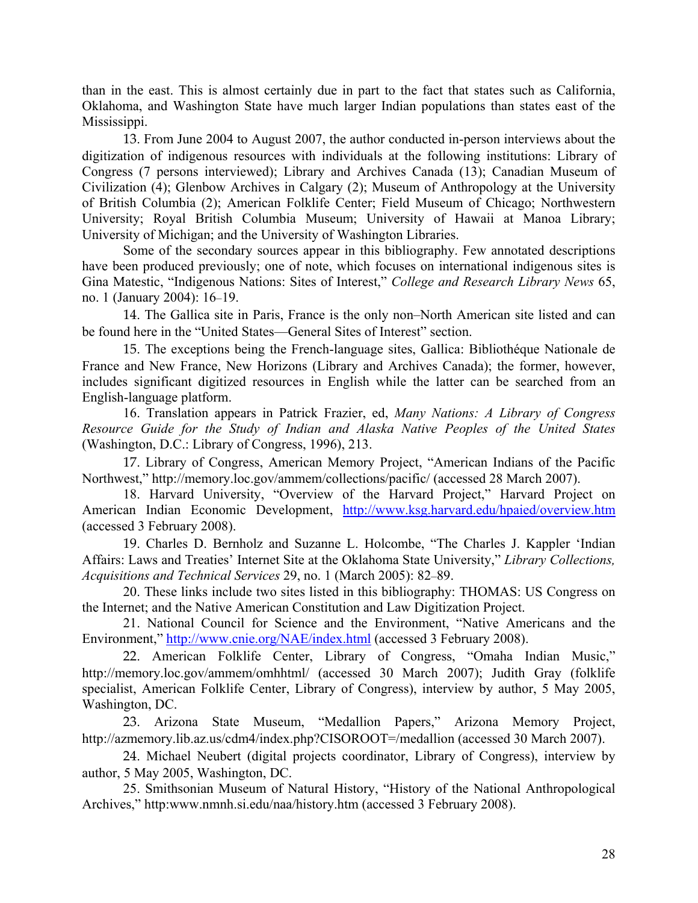than in the east. This is almost certainly due in part to the fact that states such as California, Oklahoma, and Washington State have much larger Indian populations than states east of the Mississippi.

13. From June 2004 to August 2007, the author conducted in-person interviews about the digitization of indigenous resources with individuals at the following institutions: Library of Congress (7 persons interviewed); Library and Archives Canada (13); Canadian Museum of Civilization (4); Glenbow Archives in Calgary (2); Museum of Anthropology at the University of British Columbia (2); American Folklife Center; Field Museum of Chicago; Northwestern University; Royal British Columbia Museum; University of Hawaii at Manoa Library; University of Michigan; and the University of Washington Libraries.

Some of the secondary sources appear in this bibliography. Few annotated descriptions have been produced previously; one of note, which focuses on international indigenous sites is Gina Matestic, "Indigenous Nations: Sites of Interest," *College and Research Library News* 65, no. 1 (January 2004): 16–19.

14. The Gallica site in Paris, France is the only non–North American site listed and can be found here in the "United States—General Sites of Interest" section.

15. The exceptions being the French-language sites, Gallica: Bibliothéque Nationale de France and New France, New Horizons (Library and Archives Canada); the former, however, includes significant digitized resources in English while the latter can be searched from an English-language platform.

16. Translation appears in Patrick Frazier, ed, *Many Nations: A Library of Congress Resource Guide for the Study of Indian and Alaska Native Peoples of the United States* (Washington, D.C.: Library of Congress, 1996), 213.

17. Library of Congress, American Memory Project, "American Indians of the Pacific Northwest," http://memory.loc.gov/ammem/collections/pacific/ (accessed 28 March 2007).

18. Harvard University, "Overview of the Harvard Project," Harvard Project on American Indian Economic Development, http://www.ksg.harvard.edu/hpaied/overview.htm (accessed 3 February 2008).

19. Charles D. Bernholz and Suzanne L. Holcombe, "The Charles J. Kappler 'Indian Affairs: Laws and Treaties' Internet Site at the Oklahoma State University," *Library Collections, Acquisitions and Technical Services* 29, no. 1 (March 2005): 82–89.

20. These links include two sites listed in this bibliography: THOMAS: US Congress on the Internet; and the Native American Constitution and Law Digitization Project.

21. National Council for Science and the Environment, "Native Americans and the Environment," http://www.cnie.org/NAE/index.html (accessed 3 February 2008).

22. American Folklife Center, Library of Congress, "Omaha Indian Music," http://memory.loc.gov/ammem/omhhtml/ (accessed 30 March 2007); Judith Gray (folklife specialist, American Folklife Center, Library of Congress), interview by author, 5 May 2005, Washington, DC.

23. Arizona State Museum, "Medallion Papers," Arizona Memory Project, http://azmemory.lib.az.us/cdm4/index.php?CISOROOT=/medallion (accessed 30 March 2007).

24. Michael Neubert (digital projects coordinator, Library of Congress), interview by author, 5 May 2005, Washington, DC.

25. Smithsonian Museum of Natural History, "History of the National Anthropological Archives," http:www.nmnh.si.edu/naa/history.htm (accessed 3 February 2008).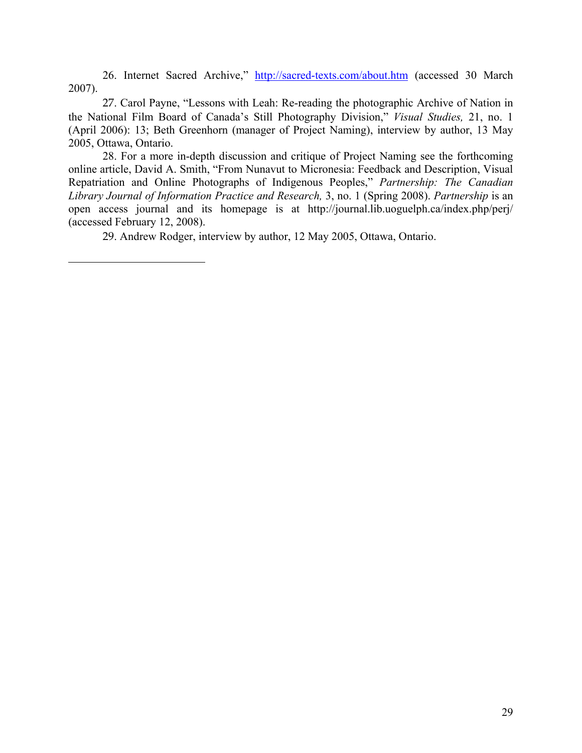26. Internet Sacred Archive," http://sacred-texts.com/about.htm (accessed 30 March 2007).

27. Carol Payne, "Lessons with Leah: Re-reading the photographic Archive of Nation in the National Film Board of Canada's Still Photography Division," *Visual Studies,* 21, no. 1 (April 2006): 13; Beth Greenhorn (manager of Project Naming), interview by author, 13 May 2005, Ottawa, Ontario.

28. For a more in-depth discussion and critique of Project Naming see the forthcoming online article, David A. Smith, "From Nunavut to Micronesia: Feedback and Description, Visual Repatriation and Online Photographs of Indigenous Peoples," *Partnership: The Canadian Library Journal of Information Practice and Research,* 3, no. 1 (Spring 2008). *Partnership* is an open access journal and its homepage is at http://journal.lib.uoguelph.ca/index.php/perj/ (accessed February 12, 2008).

29. Andrew Rodger, interview by author, 12 May 2005, Ottawa, Ontario.